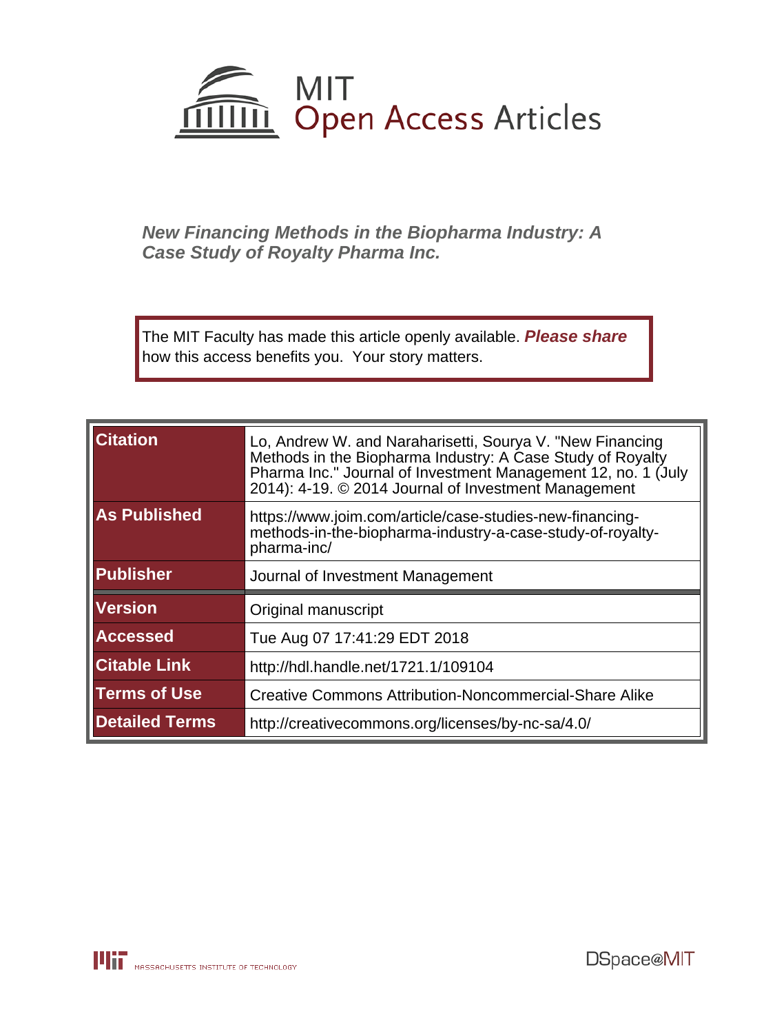MIT Open Access Articles

*New Financing Methods in the Biopharma Industry: A Case Study of Royalty Pharma Inc.*

The MIT Faculty has made this article openly available. ***Please share*** how this access benefits you. Your story matters.

| | |
|---|---|
| **Citation** | Lo, Andrew W. and Naraharisetti, Sourya V. "New Financing Methods in the Biopharma Industry: A Case Study of Royalty Pharma Inc." Journal of Investment Management 12, no. 1 (July 2014): 4-19. © 2014 Journal of Investment Management |
| **As Published** | https://www.joim.com/article/case-studies-new-financing-methods-in-the-biopharma-industry-a-case-study-of-royalty-pharma-inc/ |
| **Publisher** | Journal of Investment Management |
| **Version** | Original manuscript |
| **Accessed** | Tue Aug 07 17:41:29 EDT 2018 |
| **Citable Link** | http://hdl.handle.net/1721.1/109104 |
| **Terms of Use** | Creative Commons Attribution-Noncommercial-Share Alike |
| **Detailed Terms** | http://creativecommons.org/licenses/by-nc-sa/4.0/ |

MASSACHUSETTS INSTITUTE OF TECHNOLOGY

DSpace@MIT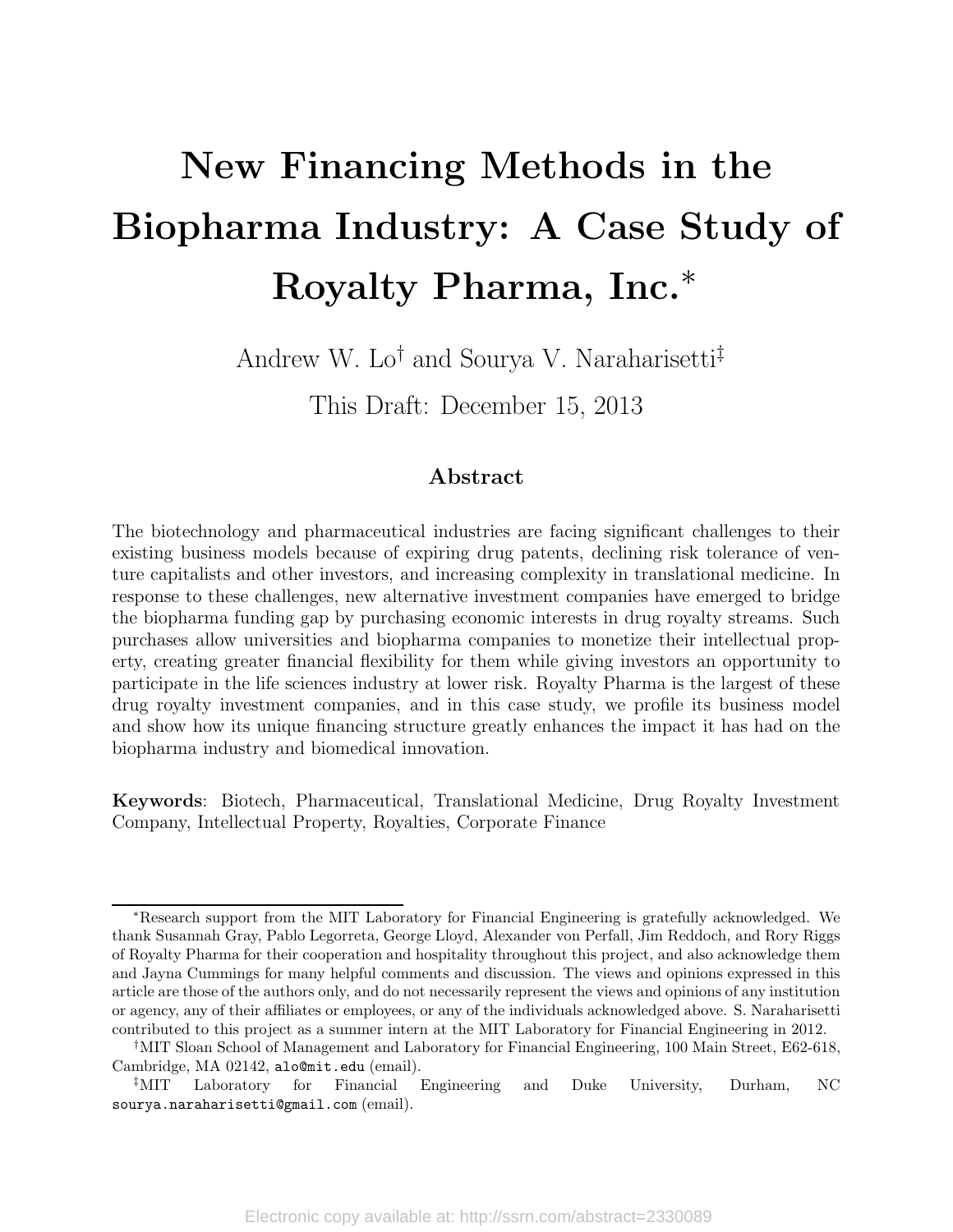# New Financing Methods in the Biopharma Industry: A Case Study of Royalty Pharma, Inc.*

Andrew W. Lo[†] and Sourya V. Naraharisetti[‡]

This Draft: December 15, 2013

## Abstract

The biotechnology and pharmaceutical industries are facing significant challenges to their existing business models because of expiring drug patents, declining risk tolerance of venture capitalists and other investors, and increasing complexity in translational medicine. In response to these challenges, new alternative investment companies have emerged to bridge the biopharma funding gap by purchasing economic interests in drug royalty streams. Such purchases allow universities and biopharma companies to monetize their intellectual property, creating greater financial flexibility for them while giving investors an opportunity to participate in the life sciences industry at lower risk. Royalty Pharma is the largest of these drug royalty investment companies, and in this case study, we profile its business model and show how its unique financing structure greatly enhances the impact it has had on the biopharma industry and biomedical innovation.

**Keywords**: Biotech, Pharmaceutical, Translational Medicine, Drug Royalty Investment Company, Intellectual Property, Royalties, Corporate Finance

---

*Research support from the MIT Laboratory for Financial Engineering is gratefully acknowledged. We thank Susannah Gray, Pablo Legorreta, George Lloyd, Alexander von Perfall, Jim Reddoch, and Rory Riggs of Royalty Pharma for their cooperation and hospitality throughout this project, and also acknowledge them and Jayna Cummings for many helpful comments and discussion. The views and opinions expressed in this article are those of the authors only, and do not necessarily represent the views and opinions of any institution or agency, any of their affiliates or employees, or any of the individuals acknowledged above. S. Naraharisetti contributed to this project as a summer intern at the MIT Laboratory for Financial Engineering in 2012.

[†]MIT Sloan School of Management and Laboratory for Financial Engineering, 100 Main Street, E62-618, Cambridge, MA 02142, alo@mit.edu (email).

[‡]MIT Laboratory for Financial Engineering and Duke University, Durham, NC sourya.naraharisetti@gmail.com (email).

Electronic copy available at: http://ssrn.com/abstract=2330089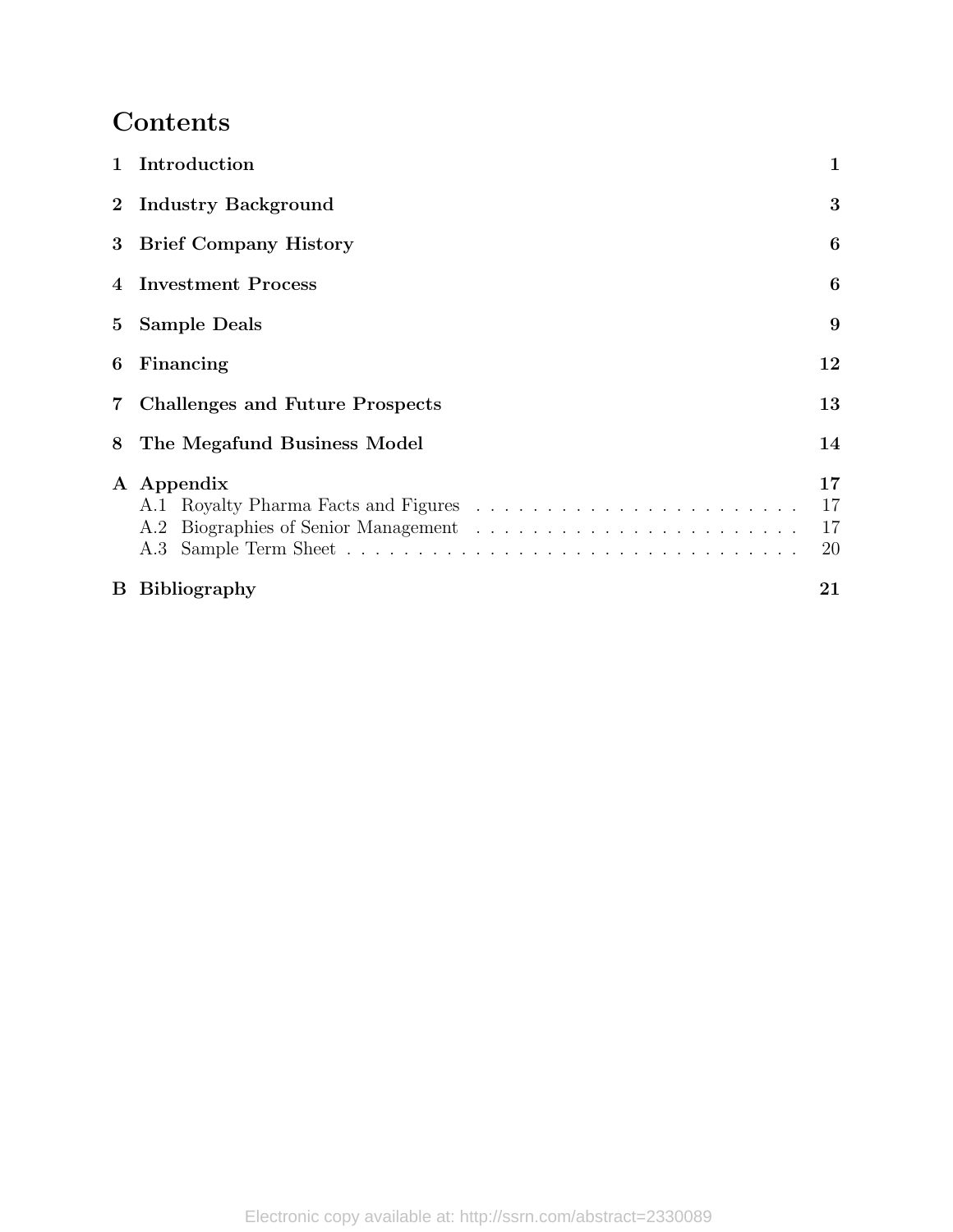# Contents

| | | |
|---|---|---|
| **1** | **Introduction** | **1** |
| **2** | **Industry Background** | **3** |
| **3** | **Brief Company History** | **6** |
| **4** | **Investment Process** | **6** |
| **5** | **Sample Deals** | **9** |
| **6** | **Financing** | **12** |
| **7** | **Challenges and Future Prospects** | **13** |
| **8** | **The Megafund Business Model** | **14** |
| **A** | **Appendix** | **17** |
| | A.1 Royalty Pharma Facts and Figures | 17 |
| | A.2 Biographies of Senior Management | 17 |
| | A.3 Sample Term Sheet | 20 |
| **B** | **Bibliography** | **21** |

Electronic copy available at: http://ssrn.com/abstract=2330089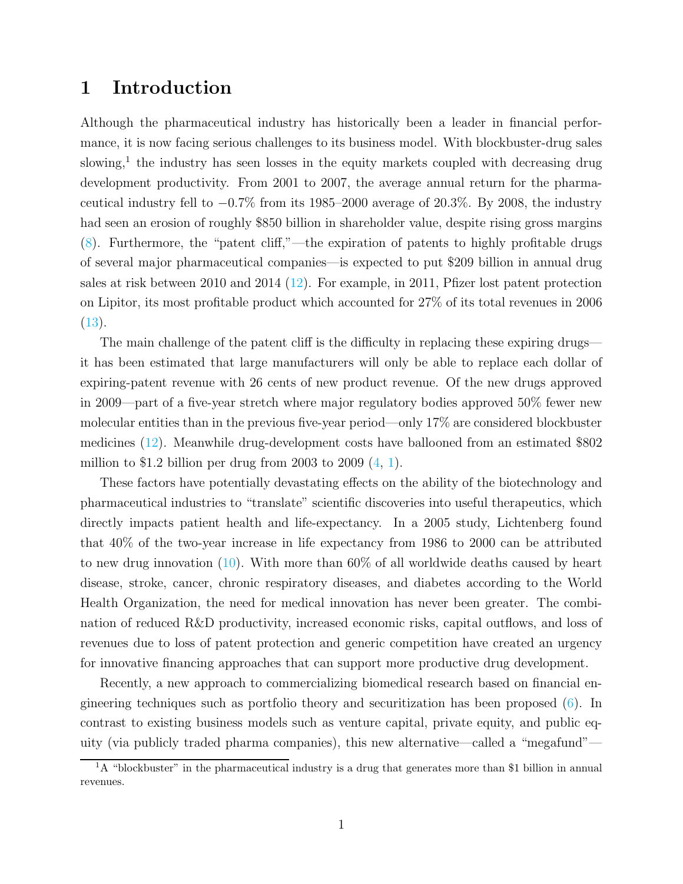# 1 Introduction

Although the pharmaceutical industry has historically been a leader in financial performance, it is now facing serious challenges to its business model. With blockbuster-drug sales slowing,[1] the industry has seen losses in the equity markets coupled with decreasing drug development productivity. From 2001 to 2007, the average annual return for the pharmaceutical industry fell to −0.7% from its 1985–2000 average of 20.3%. By 2008, the industry had seen an erosion of roughly $850 billion in shareholder value, despite rising gross margins (8). Furthermore, the "patent cliff,"—the expiration of patents to highly profitable drugs of several major pharmaceutical companies—is expected to put $209 billion in annual drug sales at risk between 2010 and 2014 (12). For example, in 2011, Pfizer lost patent protection on Lipitor, its most profitable product which accounted for 27% of its total revenues in 2006 (13).

The main challenge of the patent cliff is the difficulty in replacing these expiring drugs—it has been estimated that large manufacturers will only be able to replace each dollar of expiring-patent revenue with 26 cents of new product revenue. Of the new drugs approved in 2009—part of a five-year stretch where major regulatory bodies approved 50% fewer new molecular entities than in the previous five-year period—only 17% are considered blockbuster medicines (12). Meanwhile drug-development costs have ballooned from an estimated $802 million to $1.2 billion per drug from 2003 to 2009 (4, 1).

These factors have potentially devastating effects on the ability of the biotechnology and pharmaceutical industries to "translate" scientific discoveries into useful therapeutics, which directly impacts patient health and life-expectancy. In a 2005 study, Lichtenberg found that 40% of the two-year increase in life expectancy from 1986 to 2000 can be attributed to new drug innovation (10). With more than 60% of all worldwide deaths caused by heart disease, stroke, cancer, chronic respiratory diseases, and diabetes according to the World Health Organization, the need for medical innovation has never been greater. The combination of reduced R&D productivity, increased economic risks, capital outflows, and loss of revenues due to loss of patent protection and generic competition have created an urgency for innovative financing approaches that can support more productive drug development.

Recently, a new approach to commercializing biomedical research based on financial engineering techniques such as portfolio theory and securitization has been proposed (6). In contrast to existing business models such as venture capital, private equity, and public equity (via publicly traded pharma companies), this new alternative—called a "megafund"—

[1] A "blockbuster" in the pharmaceutical industry is a drug that generates more than $1 billion in annual revenues.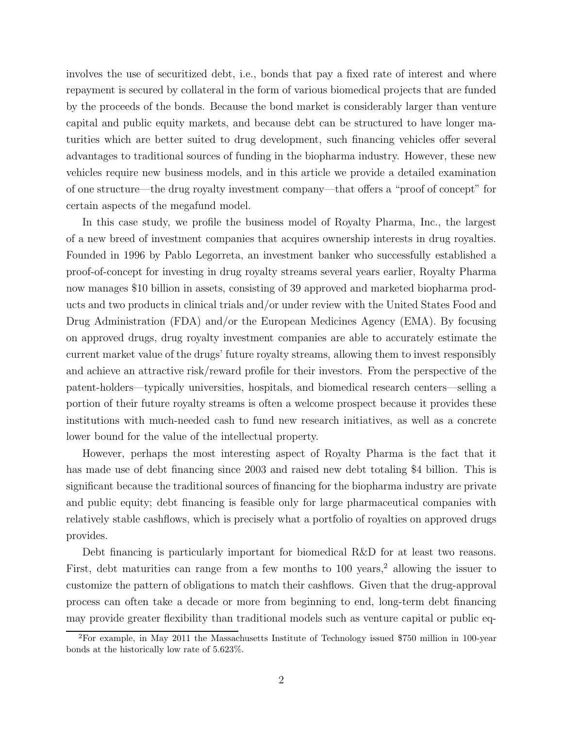involves the use of securitized debt, i.e., bonds that pay a fixed rate of interest and where repayment is secured by collateral in the form of various biomedical projects that are funded by the proceeds of the bonds. Because the bond market is considerably larger than venture capital and public equity markets, and because debt can be structured to have longer maturities which are better suited to drug development, such financing vehicles offer several advantages to traditional sources of funding in the biopharma industry. However, these new vehicles require new business models, and in this article we provide a detailed examination of one structure—the drug royalty investment company—that offers a "proof of concept" for certain aspects of the megafund model.

In this case study, we profile the business model of Royalty Pharma, Inc., the largest of a new breed of investment companies that acquires ownership interests in drug royalties. Founded in 1996 by Pablo Legorreta, an investment banker who successfully established a proof-of-concept for investing in drug royalty streams several years earlier, Royalty Pharma now manages $10 billion in assets, consisting of 39 approved and marketed biopharma products and two products in clinical trials and/or under review with the United States Food and Drug Administration (FDA) and/or the European Medicines Agency (EMA). By focusing on approved drugs, drug royalty investment companies are able to accurately estimate the current market value of the drugs' future royalty streams, allowing them to invest responsibly and achieve an attractive risk/reward profile for their investors. From the perspective of the patent-holders—typically universities, hospitals, and biomedical research centers—selling a portion of their future royalty streams is often a welcome prospect because it provides these institutions with much-needed cash to fund new research initiatives, as well as a concrete lower bound for the value of the intellectual property.

However, perhaps the most interesting aspect of Royalty Pharma is the fact that it has made use of debt financing since 2003 and raised new debt totaling $4 billion. This is significant because the traditional sources of financing for the biopharma industry are private and public equity; debt financing is feasible only for large pharmaceutical companies with relatively stable cashflows, which is precisely what a portfolio of royalties on approved drugs provides.

Debt financing is particularly important for biomedical R&D for at least two reasons. First, debt maturities can range from a few months to 100 years,[2] allowing the issuer to customize the pattern of obligations to match their cashflows. Given that the drug-approval process can often take a decade or more from beginning to end, long-term debt financing may provide greater flexibility than traditional models such as venture capital or public eq-

[2]For example, in May 2011 the Massachusetts Institute of Technology issued $750 million in 100-year bonds at the historically low rate of 5.623%.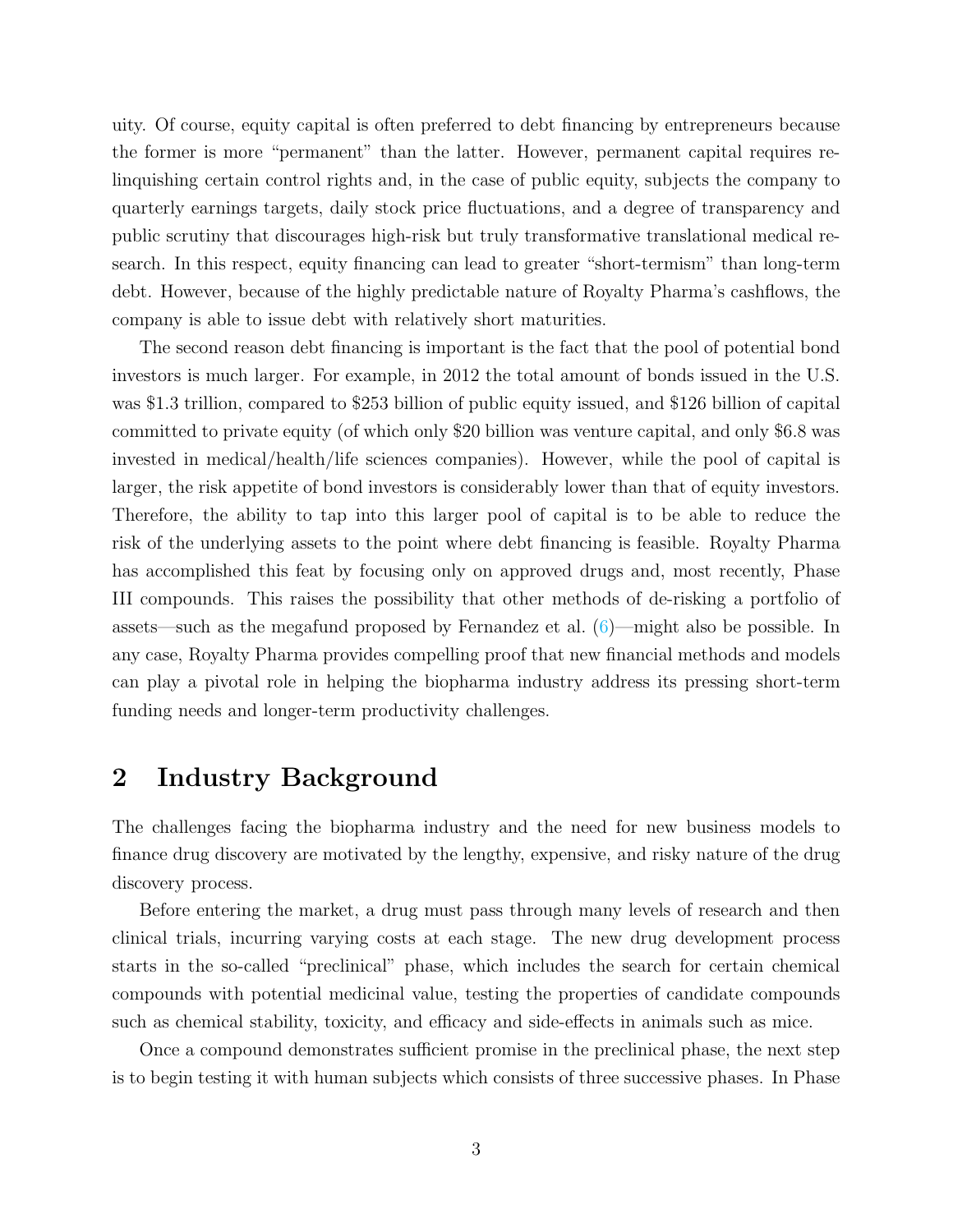uity. Of course, equity capital is often preferred to debt financing by entrepreneurs because the former is more "permanent" than the latter. However, permanent capital requires relinquishing certain control rights and, in the case of public equity, subjects the company to quarterly earnings targets, daily stock price fluctuations, and a degree of transparency and public scrutiny that discourages high-risk but truly transformative translational medical research. In this respect, equity financing can lead to greater "short-termism" than long-term debt. However, because of the highly predictable nature of Royalty Pharma's cashflows, the company is able to issue debt with relatively short maturities.

The second reason debt financing is important is the fact that the pool of potential bond investors is much larger. For example, in 2012 the total amount of bonds issued in the U.S. was $1.3 trillion, compared to $253 billion of public equity issued, and $126 billion of capital committed to private equity (of which only $20 billion was venture capital, and only $6.8 was invested in medical/health/life sciences companies). However, while the pool of capital is larger, the risk appetite of bond investors is considerably lower than that of equity investors. Therefore, the ability to tap into this larger pool of capital is to be able to reduce the risk of the underlying assets to the point where debt financing is feasible. Royalty Pharma has accomplished this feat by focusing only on approved drugs and, most recently, Phase III compounds. This raises the possibility that other methods of de-risking a portfolio of assets—such as the megafund proposed by Fernandez et al. (6)—might also be possible. In any case, Royalty Pharma provides compelling proof that new financial methods and models can play a pivotal role in helping the biopharma industry address its pressing short-term funding needs and longer-term productivity challenges.

## 2 Industry Background

The challenges facing the biopharma industry and the need for new business models to finance drug discovery are motivated by the lengthy, expensive, and risky nature of the drug discovery process.

Before entering the market, a drug must pass through many levels of research and then clinical trials, incurring varying costs at each stage. The new drug development process starts in the so-called "preclinical" phase, which includes the search for certain chemical compounds with potential medicinal value, testing the properties of candidate compounds such as chemical stability, toxicity, and efficacy and side-effects in animals such as mice.

Once a compound demonstrates sufficient promise in the preclinical phase, the next step is to begin testing it with human subjects which consists of three successive phases. In Phase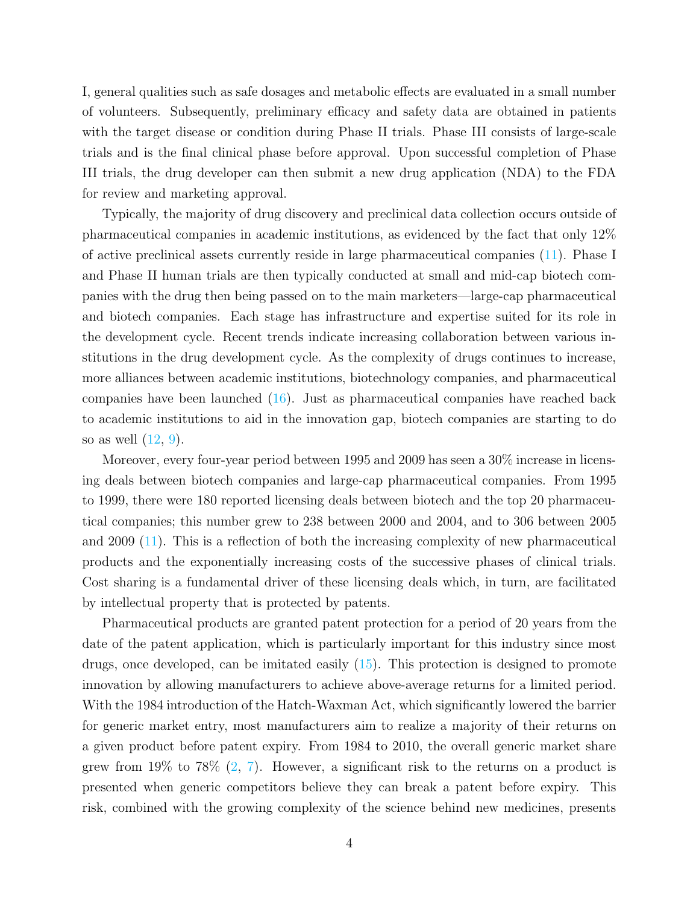I, general qualities such as safe dosages and metabolic effects are evaluated in a small number of volunteers. Subsequently, preliminary efficacy and safety data are obtained in patients with the target disease or condition during Phase II trials. Phase III consists of large-scale trials and is the final clinical phase before approval. Upon successful completion of Phase III trials, the drug developer can then submit a new drug application (NDA) to the FDA for review and marketing approval.

Typically, the majority of drug discovery and preclinical data collection occurs outside of pharmaceutical companies in academic institutions, as evidenced by the fact that only 12% of active preclinical assets currently reside in large pharmaceutical companies (11). Phase I and Phase II human trials are then typically conducted at small and mid-cap biotech companies with the drug then being passed on to the main marketers—large-cap pharmaceutical and biotech companies. Each stage has infrastructure and expertise suited for its role in the development cycle. Recent trends indicate increasing collaboration between various institutions in the drug development cycle. As the complexity of drugs continues to increase, more alliances between academic institutions, biotechnology companies, and pharmaceutical companies have been launched (16). Just as pharmaceutical companies have reached back to academic institutions to aid in the innovation gap, biotech companies are starting to do so as well (12, 9).

Moreover, every four-year period between 1995 and 2009 has seen a 30% increase in licensing deals between biotech companies and large-cap pharmaceutical companies. From 1995 to 1999, there were 180 reported licensing deals between biotech and the top 20 pharmaceutical companies; this number grew to 238 between 2000 and 2004, and to 306 between 2005 and 2009 (11). This is a reflection of both the increasing complexity of new pharmaceutical products and the exponentially increasing costs of the successive phases of clinical trials. Cost sharing is a fundamental driver of these licensing deals which, in turn, are facilitated by intellectual property that is protected by patents.

Pharmaceutical products are granted patent protection for a period of 20 years from the date of the patent application, which is particularly important for this industry since most drugs, once developed, can be imitated easily (15). This protection is designed to promote innovation by allowing manufacturers to achieve above-average returns for a limited period. With the 1984 introduction of the Hatch-Waxman Act, which significantly lowered the barrier for generic market entry, most manufacturers aim to realize a majority of their returns on a given product before patent expiry. From 1984 to 2010, the overall generic market share grew from 19% to 78% (2, 7). However, a significant risk to the returns on a product is presented when generic competitors believe they can break a patent before expiry. This risk, combined with the growing complexity of the science behind new medicines, presents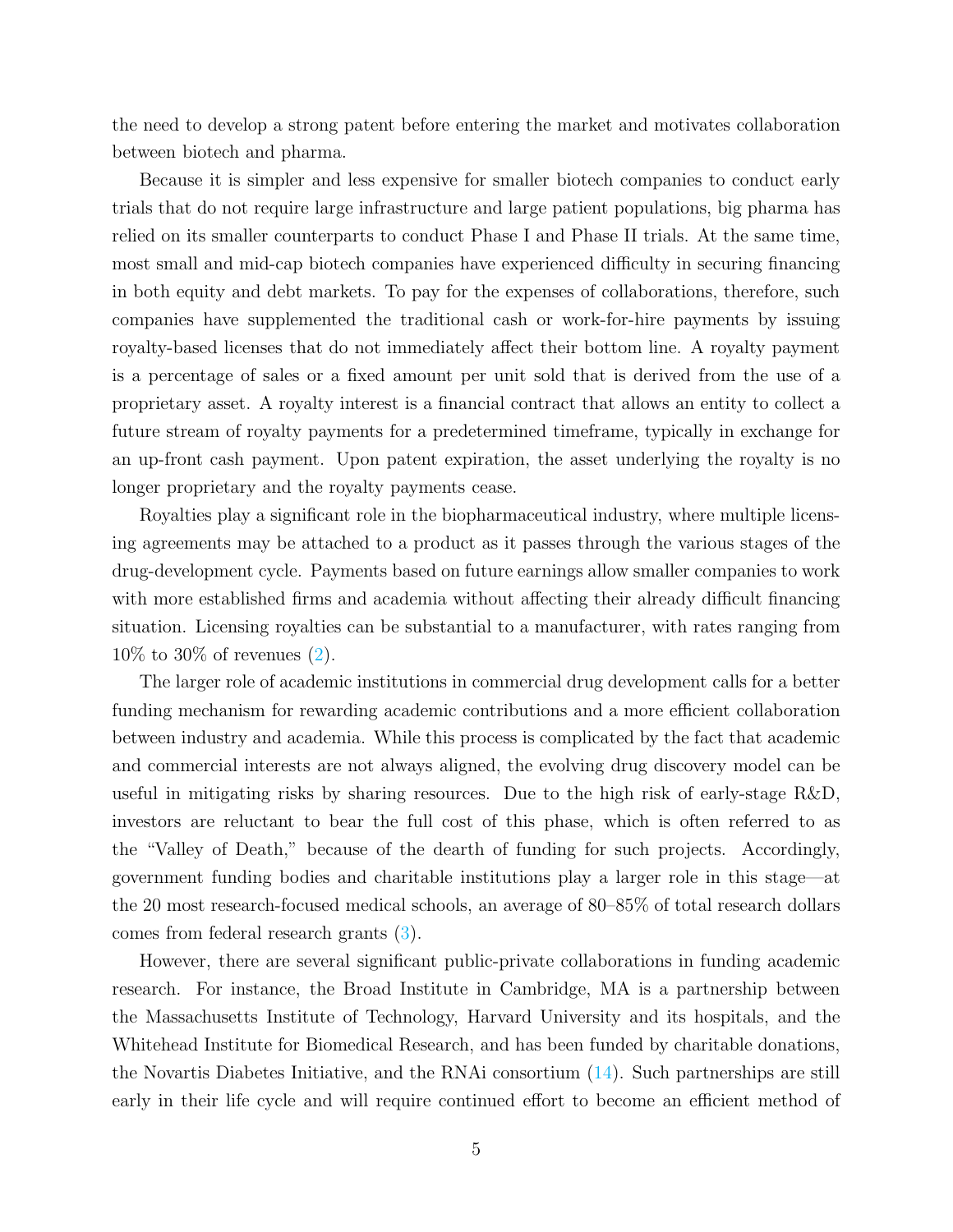the need to develop a strong patent before entering the market and motivates collaboration between biotech and pharma.

Because it is simpler and less expensive for smaller biotech companies to conduct early trials that do not require large infrastructure and large patient populations, big pharma has relied on its smaller counterparts to conduct Phase I and Phase II trials. At the same time, most small and mid-cap biotech companies have experienced difficulty in securing financing in both equity and debt markets. To pay for the expenses of collaborations, therefore, such companies have supplemented the traditional cash or work-for-hire payments by issuing royalty-based licenses that do not immediately affect their bottom line. A royalty payment is a percentage of sales or a fixed amount per unit sold that is derived from the use of a proprietary asset. A royalty interest is a financial contract that allows an entity to collect a future stream of royalty payments for a predetermined timeframe, typically in exchange for an up-front cash payment. Upon patent expiration, the asset underlying the royalty is no longer proprietary and the royalty payments cease.

Royalties play a significant role in the biopharmaceutical industry, where multiple licensing agreements may be attached to a product as it passes through the various stages of the drug-development cycle. Payments based on future earnings allow smaller companies to work with more established firms and academia without affecting their already difficult financing situation. Licensing royalties can be substantial to a manufacturer, with rates ranging from 10% to 30% of revenues (2).

The larger role of academic institutions in commercial drug development calls for a better funding mechanism for rewarding academic contributions and a more efficient collaboration between industry and academia. While this process is complicated by the fact that academic and commercial interests are not always aligned, the evolving drug discovery model can be useful in mitigating risks by sharing resources. Due to the high risk of early-stage R&D, investors are reluctant to bear the full cost of this phase, which is often referred to as the "Valley of Death," because of the dearth of funding for such projects. Accordingly, government funding bodies and charitable institutions play a larger role in this stage—at the 20 most research-focused medical schools, an average of 80–85% of total research dollars comes from federal research grants (3).

However, there are several significant public-private collaborations in funding academic research. For instance, the Broad Institute in Cambridge, MA is a partnership between the Massachusetts Institute of Technology, Harvard University and its hospitals, and the Whitehead Institute for Biomedical Research, and has been funded by charitable donations, the Novartis Diabetes Initiative, and the RNAi consortium (14). Such partnerships are still early in their life cycle and will require continued effort to become an efficient method of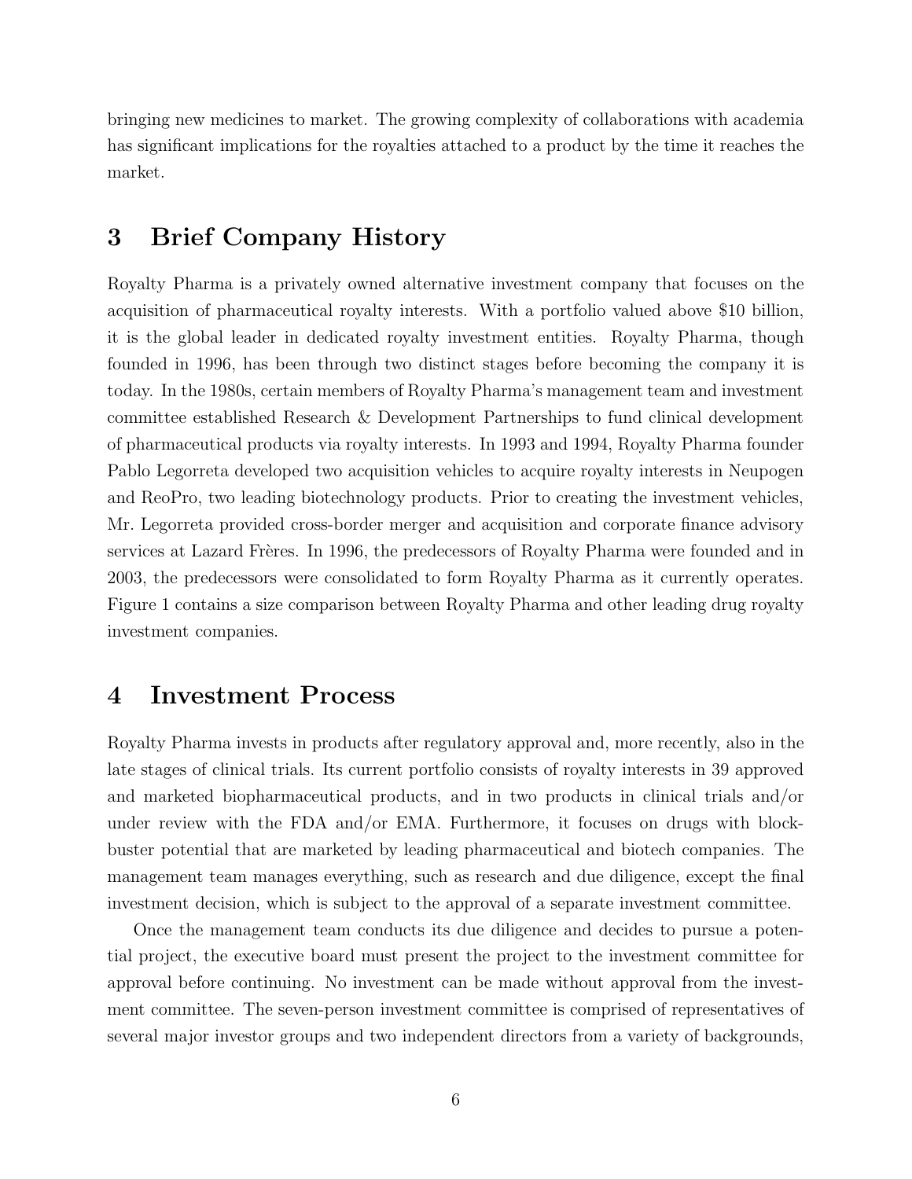bringing new medicines to market. The growing complexity of collaborations with academia has significant implications for the royalties attached to a product by the time it reaches the market.

## 3 Brief Company History

Royalty Pharma is a privately owned alternative investment company that focuses on the acquisition of pharmaceutical royalty interests. With a portfolio valued above $10 billion, it is the global leader in dedicated royalty investment entities. Royalty Pharma, though founded in 1996, has been through two distinct stages before becoming the company it is today. In the 1980s, certain members of Royalty Pharma's management team and investment committee established Research & Development Partnerships to fund clinical development of pharmaceutical products via royalty interests. In 1993 and 1994, Royalty Pharma founder Pablo Legorreta developed two acquisition vehicles to acquire royalty interests in Neupogen and ReoPro, two leading biotechnology products. Prior to creating the investment vehicles, Mr. Legorreta provided cross-border merger and acquisition and corporate finance advisory services at Lazard Frères. In 1996, the predecessors of Royalty Pharma were founded and in 2003, the predecessors were consolidated to form Royalty Pharma as it currently operates. Figure 1 contains a size comparison between Royalty Pharma and other leading drug royalty investment companies.

## 4 Investment Process

Royalty Pharma invests in products after regulatory approval and, more recently, also in the late stages of clinical trials. Its current portfolio consists of royalty interests in 39 approved and marketed biopharmaceutical products, and in two products in clinical trials and/or under review with the FDA and/or EMA. Furthermore, it focuses on drugs with blockbuster potential that are marketed by leading pharmaceutical and biotech companies. The management team manages everything, such as research and due diligence, except the final investment decision, which is subject to the approval of a separate investment committee.

Once the management team conducts its due diligence and decides to pursue a potential project, the executive board must present the project to the investment committee for approval before continuing. No investment can be made without approval from the investment committee. The seven-person investment committee is comprised of representatives of several major investor groups and two independent directors from a variety of backgrounds,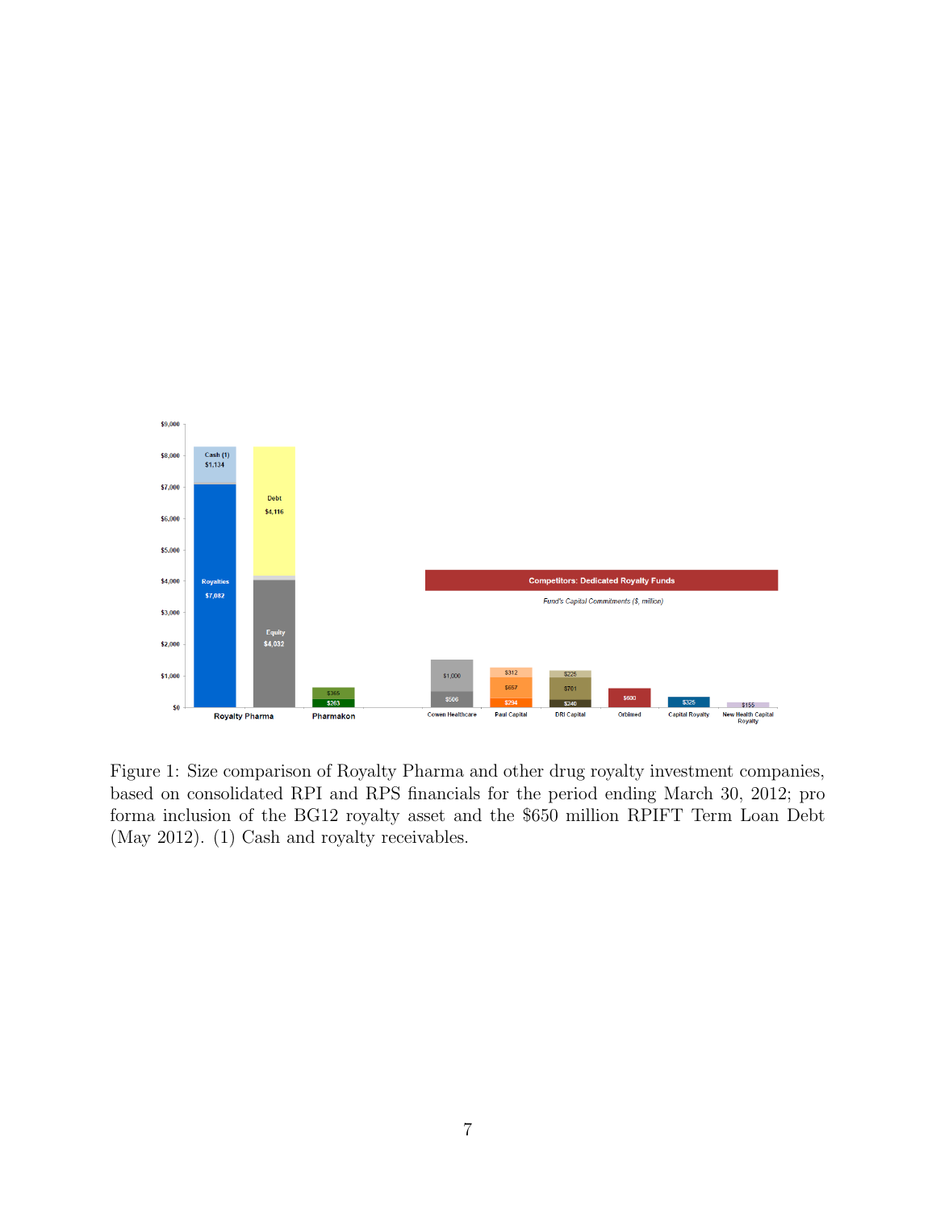Figure 1: Size comparison of Royalty Pharma and other drug royalty investment companies, based on consolidated RPI and RPS financials for the period ending March 30, 2012; pro forma inclusion of the BG12 royalty asset and the $650 million RPIFT Term Loan Debt (May 2012). (1) Cash and royalty receivables.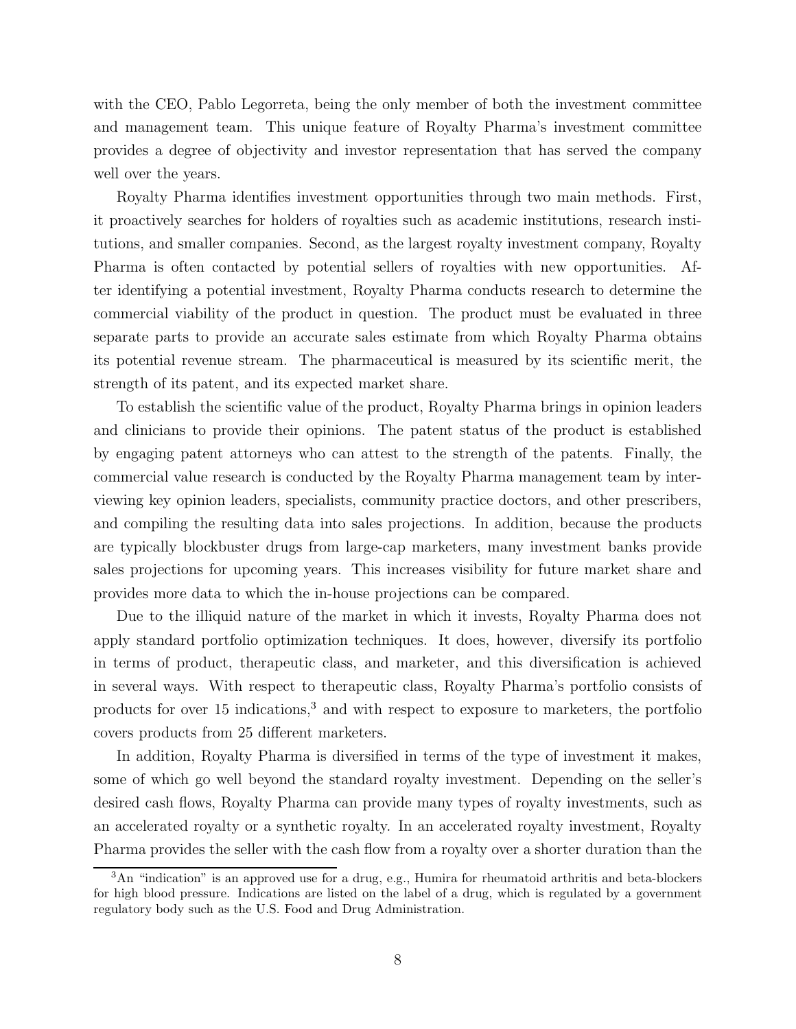with the CEO, Pablo Legorreta, being the only member of both the investment committee and management team. This unique feature of Royalty Pharma's investment committee provides a degree of objectivity and investor representation that has served the company well over the years.

Royalty Pharma identifies investment opportunities through two main methods. First, it proactively searches for holders of royalties such as academic institutions, research institutions, and smaller companies. Second, as the largest royalty investment company, Royalty Pharma is often contacted by potential sellers of royalties with new opportunities. After identifying a potential investment, Royalty Pharma conducts research to determine the commercial viability of the product in question. The product must be evaluated in three separate parts to provide an accurate sales estimate from which Royalty Pharma obtains its potential revenue stream. The pharmaceutical is measured by its scientific merit, the strength of its patent, and its expected market share.

To establish the scientific value of the product, Royalty Pharma brings in opinion leaders and clinicians to provide their opinions. The patent status of the product is established by engaging patent attorneys who can attest to the strength of the patents. Finally, the commercial value research is conducted by the Royalty Pharma management team by interviewing key opinion leaders, specialists, community practice doctors, and other prescribers, and compiling the resulting data into sales projections. In addition, because the products are typically blockbuster drugs from large-cap marketers, many investment banks provide sales projections for upcoming years. This increases visibility for future market share and provides more data to which the in-house projections can be compared.

Due to the illiquid nature of the market in which it invests, Royalty Pharma does not apply standard portfolio optimization techniques. It does, however, diversify its portfolio in terms of product, therapeutic class, and marketer, and this diversification is achieved in several ways. With respect to therapeutic class, Royalty Pharma's portfolio consists of products for over 15 indications,[3] and with respect to exposure to marketers, the portfolio covers products from 25 different marketers.

In addition, Royalty Pharma is diversified in terms of the type of investment it makes, some of which go well beyond the standard royalty investment. Depending on the seller's desired cash flows, Royalty Pharma can provide many types of royalty investments, such as an accelerated royalty or a synthetic royalty. In an accelerated royalty investment, Royalty Pharma provides the seller with the cash flow from a royalty over a shorter duration than the

[3] An "indication" is an approved use for a drug, e.g., Humira for rheumatoid arthritis and beta-blockers for high blood pressure. Indications are listed on the label of a drug, which is regulated by a government regulatory body such as the U.S. Food and Drug Administration.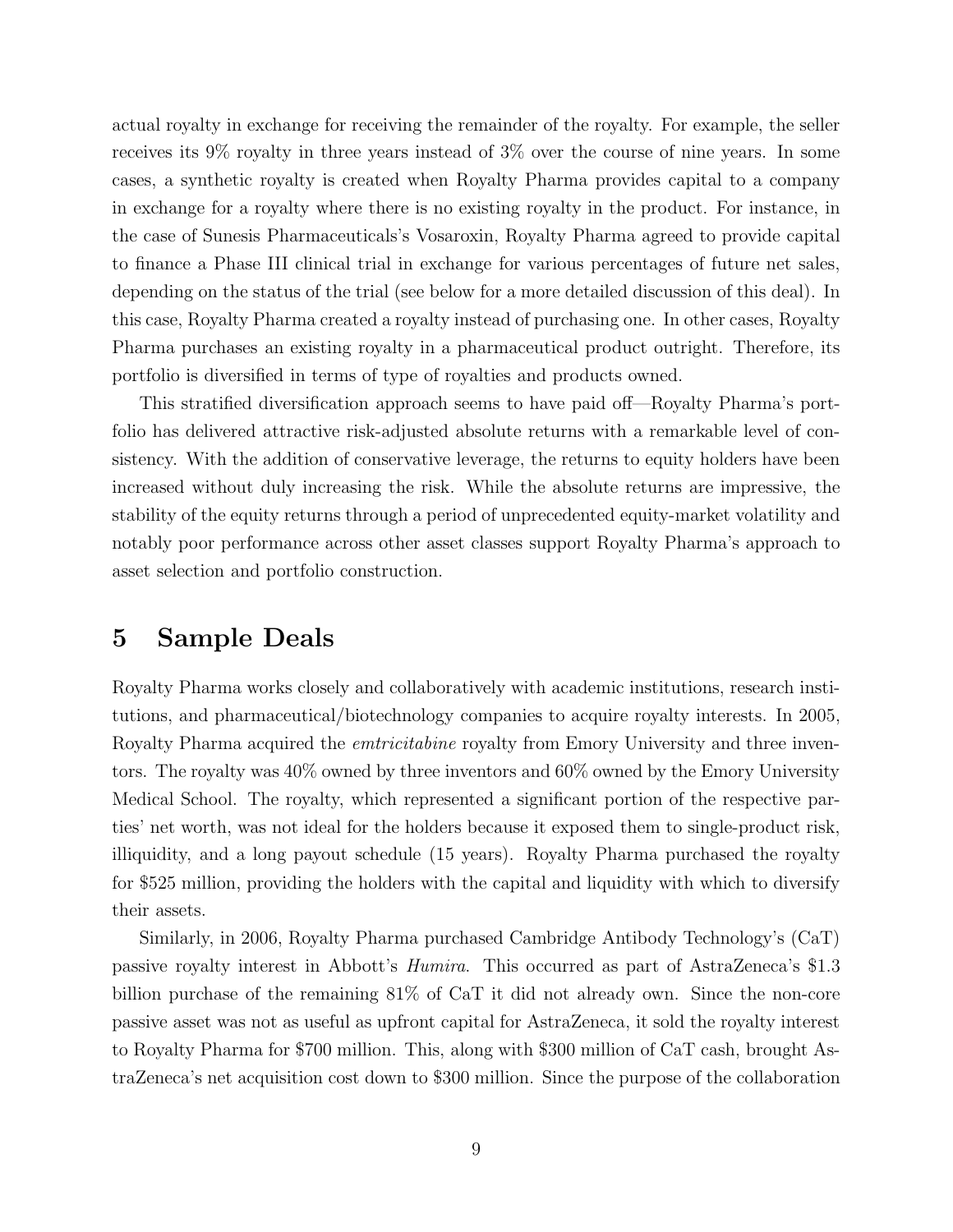actual royalty in exchange for receiving the remainder of the royalty. For example, the seller receives its 9% royalty in three years instead of 3% over the course of nine years. In some cases, a synthetic royalty is created when Royalty Pharma provides capital to a company in exchange for a royalty where there is no existing royalty in the product. For instance, in the case of Sunesis Pharmaceuticals's Vosaroxin, Royalty Pharma agreed to provide capital to finance a Phase III clinical trial in exchange for various percentages of future net sales, depending on the status of the trial (see below for a more detailed discussion of this deal). In this case, Royalty Pharma created a royalty instead of purchasing one. In other cases, Royalty Pharma purchases an existing royalty in a pharmaceutical product outright. Therefore, its portfolio is diversified in terms of type of royalties and products owned.

This stratified diversification approach seems to have paid off—Royalty Pharma's portfolio has delivered attractive risk-adjusted absolute returns with a remarkable level of consistency. With the addition of conservative leverage, the returns to equity holders have been increased without duly increasing the risk. While the absolute returns are impressive, the stability of the equity returns through a period of unprecedented equity-market volatility and notably poor performance across other asset classes support Royalty Pharma's approach to asset selection and portfolio construction.

## 5 Sample Deals

Royalty Pharma works closely and collaboratively with academic institutions, research institutions, and pharmaceutical/biotechnology companies to acquire royalty interests. In 2005, Royalty Pharma acquired the *emtricitabine* royalty from Emory University and three inventors. The royalty was 40% owned by three inventors and 60% owned by the Emory University Medical School. The royalty, which represented a significant portion of the respective parties' net worth, was not ideal for the holders because it exposed them to single-product risk, illiquidity, and a long payout schedule (15 years). Royalty Pharma purchased the royalty for $525 million, providing the holders with the capital and liquidity with which to diversify their assets.

Similarly, in 2006, Royalty Pharma purchased Cambridge Antibody Technology's (CaT) passive royalty interest in Abbott's *Humira*. This occurred as part of AstraZeneca's $1.3 billion purchase of the remaining 81% of CaT it did not already own. Since the non-core passive asset was not as useful as upfront capital for AstraZeneca, it sold the royalty interest to Royalty Pharma for $700 million. This, along with $300 million of CaT cash, brought AstraZeneca's net acquisition cost down to $300 million. Since the purpose of the collaboration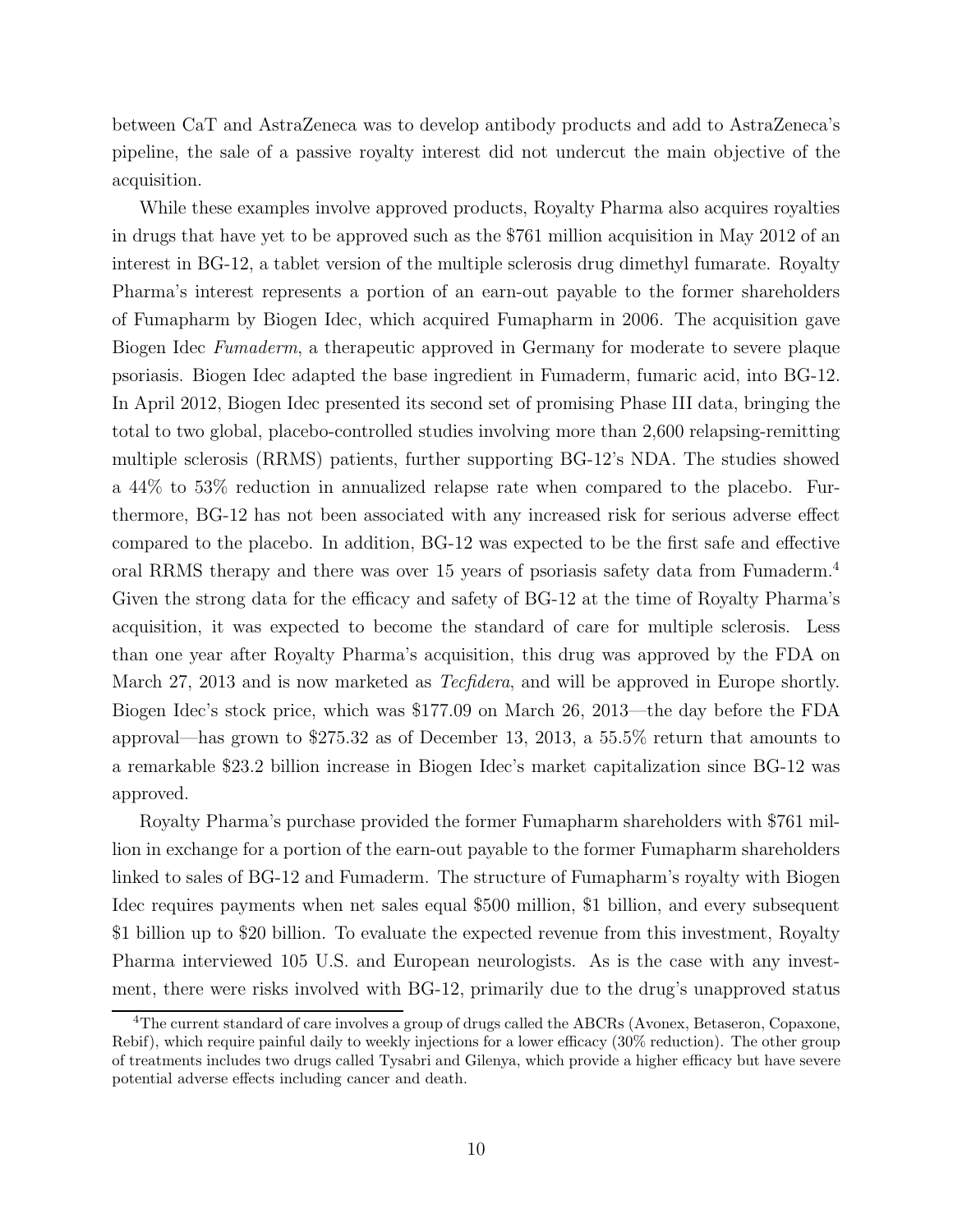between CaT and AstraZeneca was to develop antibody products and add to AstraZeneca's pipeline, the sale of a passive royalty interest did not undercut the main objective of the acquisition.

While these examples involve approved products, Royalty Pharma also acquires royalties in drugs that have yet to be approved such as the $761 million acquisition in May 2012 of an interest in BG-12, a tablet version of the multiple sclerosis drug dimethyl fumarate. Royalty Pharma's interest represents a portion of an earn-out payable to the former shareholders of Fumapharm by Biogen Idec, which acquired Fumapharm in 2006. The acquisition gave Biogen Idec *Fumaderm*, a therapeutic approved in Germany for moderate to severe plaque psoriasis. Biogen Idec adapted the base ingredient in Fumaderm, fumaric acid, into BG-12. In April 2012, Biogen Idec presented its second set of promising Phase III data, bringing the total to two global, placebo-controlled studies involving more than 2,600 relapsing-remitting multiple sclerosis (RRMS) patients, further supporting BG-12's NDA. The studies showed a 44% to 53% reduction in annualized relapse rate when compared to the placebo. Furthermore, BG-12 has not been associated with any increased risk for serious adverse effect compared to the placebo. In addition, BG-12 was expected to be the first safe and effective oral RRMS therapy and there was over 15 years of psoriasis safety data from Fumaderm.[4] Given the strong data for the efficacy and safety of BG-12 at the time of Royalty Pharma's acquisition, it was expected to become the standard of care for multiple sclerosis. Less than one year after Royalty Pharma's acquisition, this drug was approved by the FDA on March 27, 2013 and is now marketed as *Tecfidera*, and will be approved in Europe shortly. Biogen Idec's stock price, which was $177.09 on March 26, 2013—the day before the FDA approval—has grown to $275.32 as of December 13, 2013, a 55.5% return that amounts to a remarkable $23.2 billion increase in Biogen Idec's market capitalization since BG-12 was approved.

Royalty Pharma's purchase provided the former Fumapharm shareholders with $761 million in exchange for a portion of the earn-out payable to the former Fumapharm shareholders linked to sales of BG-12 and Fumaderm. The structure of Fumapharm's royalty with Biogen Idec requires payments when net sales equal $500 million, $1 billion, and every subsequent $1 billion up to $20 billion. To evaluate the expected revenue from this investment, Royalty Pharma interviewed 105 U.S. and European neurologists. As is the case with any investment, there were risks involved with BG-12, primarily due to the drug's unapproved status

[4] The current standard of care involves a group of drugs called the ABCRs (Avonex, Betaseron, Copaxone, Rebif), which require painful daily to weekly injections for a lower efficacy (30% reduction). The other group of treatments includes two drugs called Tysabri and Gilenya, which provide a higher efficacy but have severe potential adverse effects including cancer and death.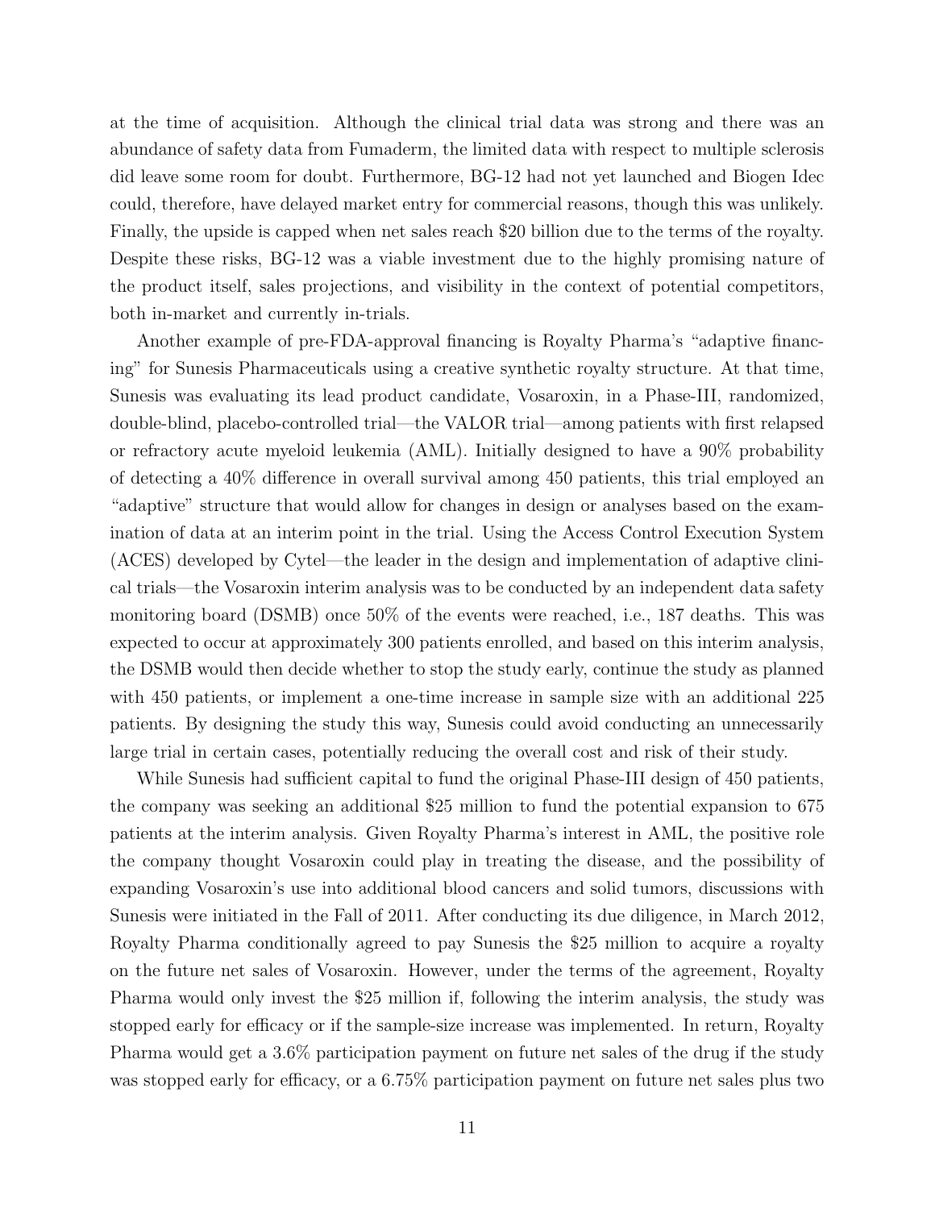at the time of acquisition. Although the clinical trial data was strong and there was an abundance of safety data from Fumaderm, the limited data with respect to multiple sclerosis did leave some room for doubt. Furthermore, BG-12 had not yet launched and Biogen Idec could, therefore, have delayed market entry for commercial reasons, though this was unlikely. Finally, the upside is capped when net sales reach \$20 billion due to the terms of the royalty. Despite these risks, BG-12 was a viable investment due to the highly promising nature of the product itself, sales projections, and visibility in the context of potential competitors, both in-market and currently in-trials.

Another example of pre-FDA-approval financing is Royalty Pharma's "adaptive financing" for Sunesis Pharmaceuticals using a creative synthetic royalty structure. At that time, Sunesis was evaluating its lead product candidate, Vosaroxin, in a Phase-III, randomized, double-blind, placebo-controlled trial—the VALOR trial—among patients with first relapsed or refractory acute myeloid leukemia (AML). Initially designed to have a 90% probability of detecting a 40% difference in overall survival among 450 patients, this trial employed an "adaptive" structure that would allow for changes in design or analyses based on the examination of data at an interim point in the trial. Using the Access Control Execution System (ACES) developed by Cytel—the leader in the design and implementation of adaptive clinical trials—the Vosaroxin interim analysis was to be conducted by an independent data safety monitoring board (DSMB) once 50% of the events were reached, i.e., 187 deaths. This was expected to occur at approximately 300 patients enrolled, and based on this interim analysis, the DSMB would then decide whether to stop the study early, continue the study as planned with 450 patients, or implement a one-time increase in sample size with an additional 225 patients. By designing the study this way, Sunesis could avoid conducting an unnecessarily large trial in certain cases, potentially reducing the overall cost and risk of their study.

While Sunesis had sufficient capital to fund the original Phase-III design of 450 patients, the company was seeking an additional \$25 million to fund the potential expansion to 675 patients at the interim analysis. Given Royalty Pharma's interest in AML, the positive role the company thought Vosaroxin could play in treating the disease, and the possibility of expanding Vosaroxin's use into additional blood cancers and solid tumors, discussions with Sunesis were initiated in the Fall of 2011. After conducting its due diligence, in March 2012, Royalty Pharma conditionally agreed to pay Sunesis the \$25 million to acquire a royalty on the future net sales of Vosaroxin. However, under the terms of the agreement, Royalty Pharma would only invest the \$25 million if, following the interim analysis, the study was stopped early for efficacy or if the sample-size increase was implemented. In return, Royalty Pharma would get a 3.6% participation payment on future net sales of the drug if the study was stopped early for efficacy, or a 6.75% participation payment on future net sales plus two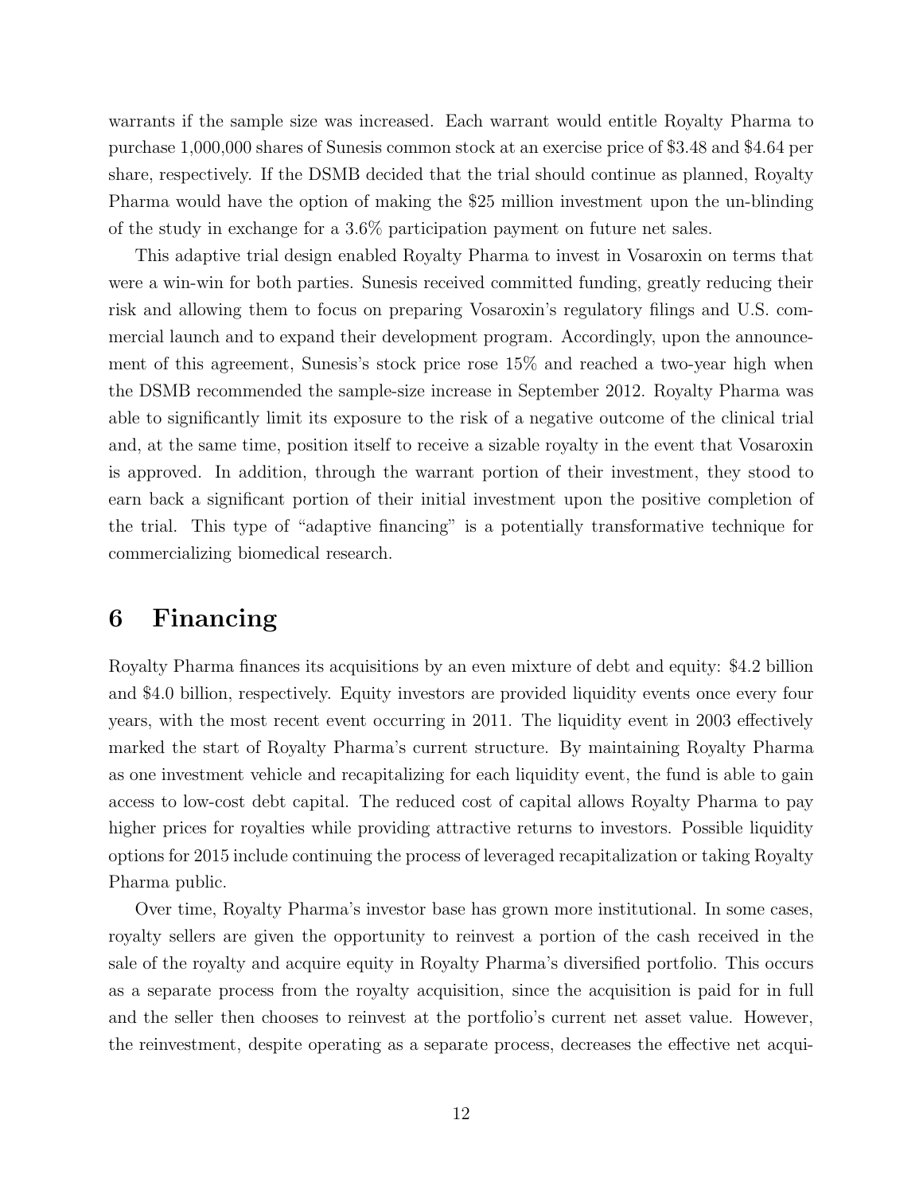warrants if the sample size was increased. Each warrant would entitle Royalty Pharma to purchase 1,000,000 shares of Sunesis common stock at an exercise price of $3.48 and $4.64 per share, respectively. If the DSMB decided that the trial should continue as planned, Royalty Pharma would have the option of making the $25 million investment upon the un-blinding of the study in exchange for a 3.6% participation payment on future net sales.

This adaptive trial design enabled Royalty Pharma to invest in Vosaroxin on terms that were a win-win for both parties. Sunesis received committed funding, greatly reducing their risk and allowing them to focus on preparing Vosaroxin's regulatory filings and U.S. commercial launch and to expand their development program. Accordingly, upon the announcement of this agreement, Sunesis's stock price rose 15% and reached a two-year high when the DSMB recommended the sample-size increase in September 2012. Royalty Pharma was able to significantly limit its exposure to the risk of a negative outcome of the clinical trial and, at the same time, position itself to receive a sizable royalty in the event that Vosaroxin is approved. In addition, through the warrant portion of their investment, they stood to earn back a significant portion of their initial investment upon the positive completion of the trial. This type of "adaptive financing" is a potentially transformative technique for commercializing biomedical research.

# 6 Financing

Royalty Pharma finances its acquisitions by an even mixture of debt and equity: $4.2 billion and $4.0 billion, respectively. Equity investors are provided liquidity events once every four years, with the most recent event occurring in 2011. The liquidity event in 2003 effectively marked the start of Royalty Pharma's current structure. By maintaining Royalty Pharma as one investment vehicle and recapitalizing for each liquidity event, the fund is able to gain access to low-cost debt capital. The reduced cost of capital allows Royalty Pharma to pay higher prices for royalties while providing attractive returns to investors. Possible liquidity options for 2015 include continuing the process of leveraged recapitalization or taking Royalty Pharma public.

Over time, Royalty Pharma's investor base has grown more institutional. In some cases, royalty sellers are given the opportunity to reinvest a portion of the cash received in the sale of the royalty and acquire equity in Royalty Pharma's diversified portfolio. This occurs as a separate process from the royalty acquisition, since the acquisition is paid for in full and the seller then chooses to reinvest at the portfolio's current net asset value. However, the reinvestment, despite operating as a separate process, decreases the effective net acqui-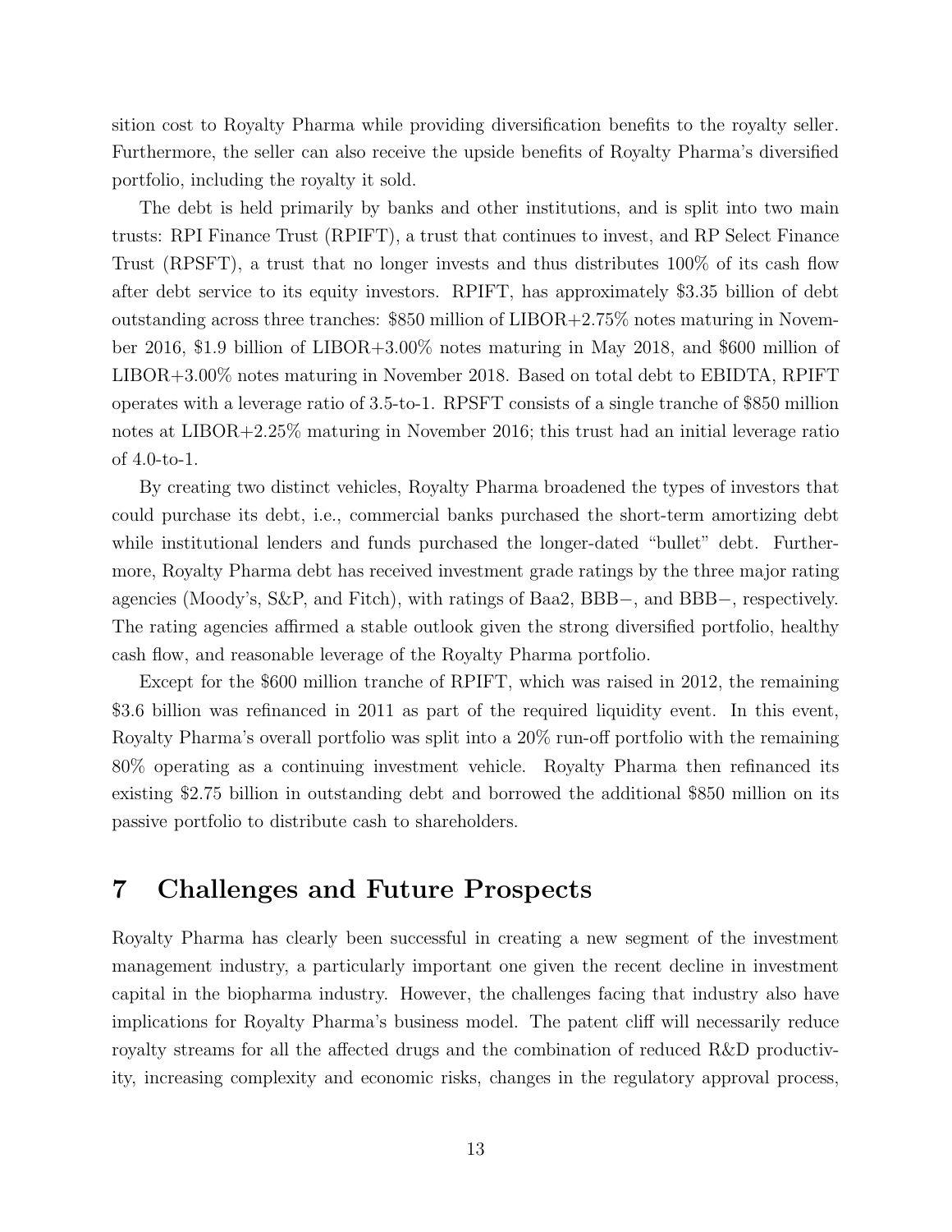sition cost to Royalty Pharma while providing diversification benefits to the royalty seller. Furthermore, the seller can also receive the upside benefits of Royalty Pharma's diversified portfolio, including the royalty it sold.

The debt is held primarily by banks and other institutions, and is split into two main trusts: RPI Finance Trust (RPIFT), a trust that continues to invest, and RP Select Finance Trust (RPSFT), a trust that no longer invests and thus distributes 100% of its cash flow after debt service to its equity investors. RPIFT, has approximately $3.35 billion of debt outstanding across three tranches: $850 million of LIBOR+2.75% notes maturing in November 2016, $1.9 billion of LIBOR+3.00% notes maturing in May 2018, and $600 million of LIBOR+3.00% notes maturing in November 2018. Based on total debt to EBIDTA, RPIFT operates with a leverage ratio of 3.5-to-1. RPSFT consists of a single tranche of $850 million notes at LIBOR+2.25% maturing in November 2016; this trust had an initial leverage ratio of 4.0-to-1.

By creating two distinct vehicles, Royalty Pharma broadened the types of investors that could purchase its debt, i.e., commercial banks purchased the short-term amortizing debt while institutional lenders and funds purchased the longer-dated "bullet" debt. Furthermore, Royalty Pharma debt has received investment grade ratings by the three major rating agencies (Moody's, S&P, and Fitch), with ratings of Baa2, BBB−, and BBB−, respectively. The rating agencies affirmed a stable outlook given the strong diversified portfolio, healthy cash flow, and reasonable leverage of the Royalty Pharma portfolio.

Except for the $600 million tranche of RPIFT, which was raised in 2012, the remaining $3.6 billion was refinanced in 2011 as part of the required liquidity event. In this event, Royalty Pharma's overall portfolio was split into a 20% run-off portfolio with the remaining 80% operating as a continuing investment vehicle. Royalty Pharma then refinanced its existing $2.75 billion in outstanding debt and borrowed the additional $850 million on its passive portfolio to distribute cash to shareholders.

# 7 Challenges and Future Prospects

Royalty Pharma has clearly been successful in creating a new segment of the investment management industry, a particularly important one given the recent decline in investment capital in the biopharma industry. However, the challenges facing that industry also have implications for Royalty Pharma's business model. The patent cliff will necessarily reduce royalty streams for all the affected drugs and the combination of reduced R&D productivity, increasing complexity and economic risks, changes in the regulatory approval process,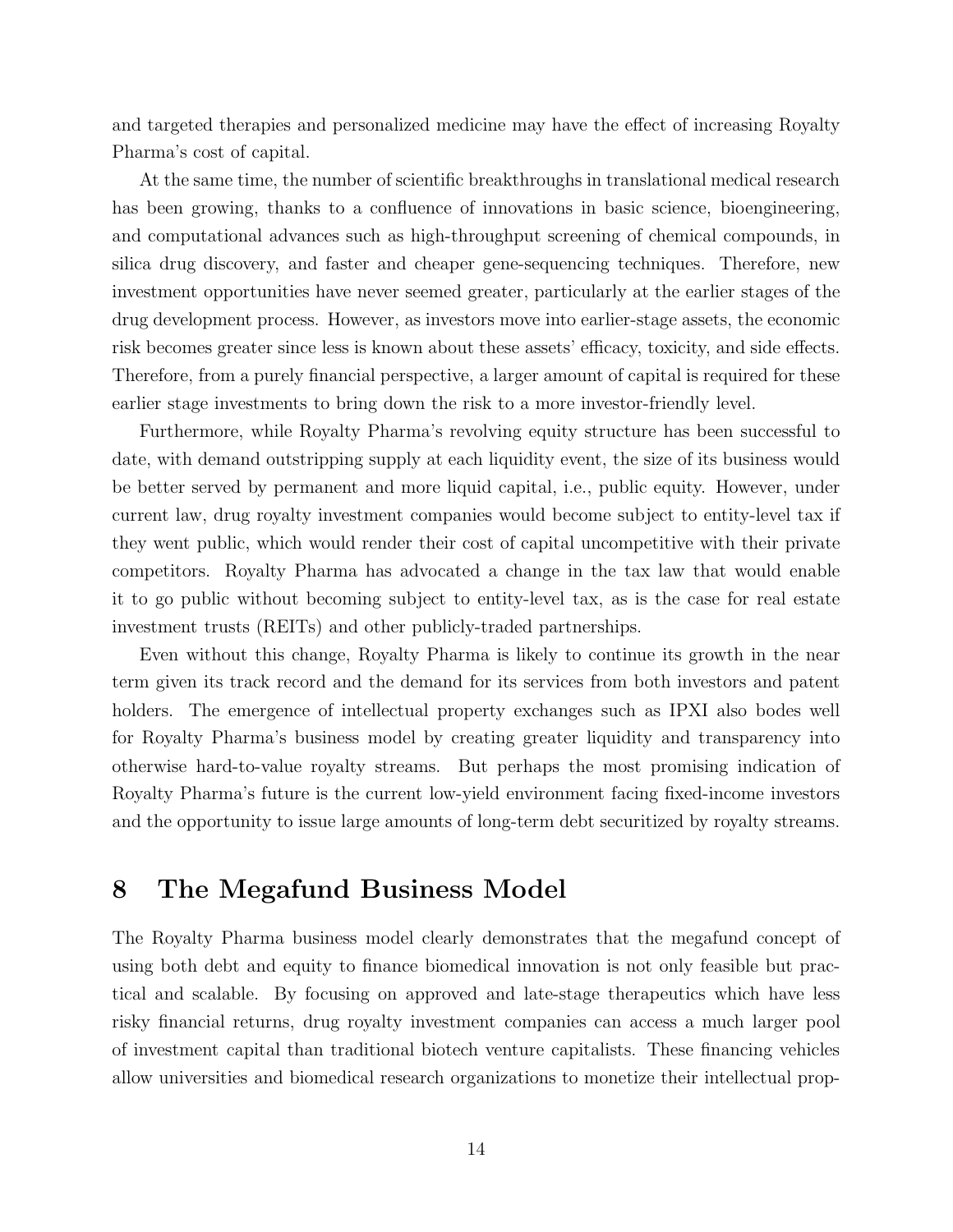and targeted therapies and personalized medicine may have the effect of increasing Royalty Pharma's cost of capital.

At the same time, the number of scientific breakthroughs in translational medical research has been growing, thanks to a confluence of innovations in basic science, bioengineering, and computational advances such as high-throughput screening of chemical compounds, in silica drug discovery, and faster and cheaper gene-sequencing techniques. Therefore, new investment opportunities have never seemed greater, particularly at the earlier stages of the drug development process. However, as investors move into earlier-stage assets, the economic risk becomes greater since less is known about these assets' efficacy, toxicity, and side effects. Therefore, from a purely financial perspective, a larger amount of capital is required for these earlier stage investments to bring down the risk to a more investor-friendly level.

Furthermore, while Royalty Pharma's revolving equity structure has been successful to date, with demand outstripping supply at each liquidity event, the size of its business would be better served by permanent and more liquid capital, i.e., public equity. However, under current law, drug royalty investment companies would become subject to entity-level tax if they went public, which would render their cost of capital uncompetitive with their private competitors. Royalty Pharma has advocated a change in the tax law that would enable it to go public without becoming subject to entity-level tax, as is the case for real estate investment trusts (REITs) and other publicly-traded partnerships.

Even without this change, Royalty Pharma is likely to continue its growth in the near term given its track record and the demand for its services from both investors and patent holders. The emergence of intellectual property exchanges such as IPXI also bodes well for Royalty Pharma's business model by creating greater liquidity and transparency into otherwise hard-to-value royalty streams. But perhaps the most promising indication of Royalty Pharma's future is the current low-yield environment facing fixed-income investors and the opportunity to issue large amounts of long-term debt securitized by royalty streams.

# 8 The Megafund Business Model

The Royalty Pharma business model clearly demonstrates that the megafund concept of using both debt and equity to finance biomedical innovation is not only feasible but practical and scalable. By focusing on approved and late-stage therapeutics which have less risky financial returns, drug royalty investment companies can access a much larger pool of investment capital than traditional biotech venture capitalists. These financing vehicles allow universities and biomedical research organizations to monetize their intellectual prop-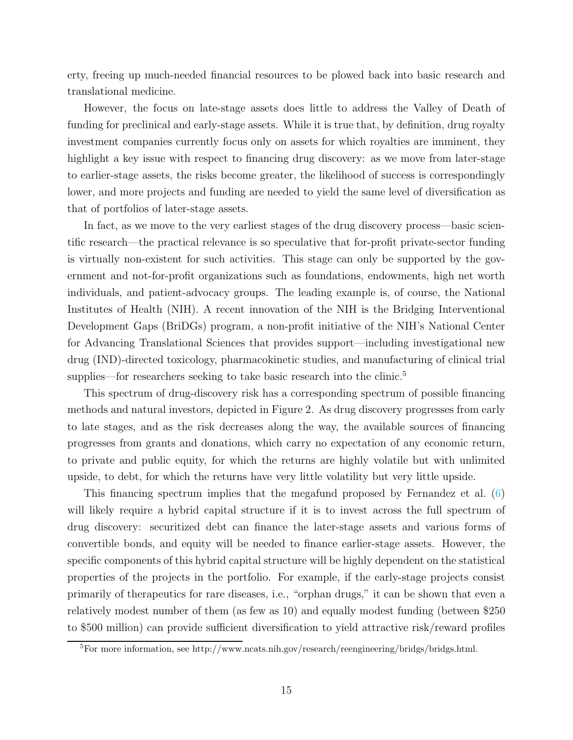erty, freeing up much-needed financial resources to be plowed back into basic research and translational medicine.

However, the focus on late-stage assets does little to address the Valley of Death of funding for preclinical and early-stage assets. While it is true that, by definition, drug royalty investment companies currently focus only on assets for which royalties are imminent, they highlight a key issue with respect to financing drug discovery: as we move from later-stage to earlier-stage assets, the risks become greater, the likelihood of success is correspondingly lower, and more projects and funding are needed to yield the same level of diversification as that of portfolios of later-stage assets.

In fact, as we move to the very earliest stages of the drug discovery process—basic scientific research—the practical relevance is so speculative that for-profit private-sector funding is virtually non-existent for such activities. This stage can only be supported by the government and not-for-profit organizations such as foundations, endowments, high net worth individuals, and patient-advocacy groups. The leading example is, of course, the National Institutes of Health (NIH). A recent innovation of the NIH is the Bridging Interventional Development Gaps (BriDGs) program, a non-profit initiative of the NIH's National Center for Advancing Translational Sciences that provides support—including investigational new drug (IND)-directed toxicology, pharmacokinetic studies, and manufacturing of clinical trial supplies—for researchers seeking to take basic research into the clinic.[5]

This spectrum of drug-discovery risk has a corresponding spectrum of possible financing methods and natural investors, depicted in Figure 2. As drug discovery progresses from early to late stages, and as the risk decreases along the way, the available sources of financing progresses from grants and donations, which carry no expectation of any economic return, to private and public equity, for which the returns are highly volatile but with unlimited upside, to debt, for which the returns have very little volatility but very little upside.

This financing spectrum implies that the megafund proposed by Fernandez et al. (6) will likely require a hybrid capital structure if it is to invest across the full spectrum of drug discovery: securitized debt can finance the later-stage assets and various forms of convertible bonds, and equity will be needed to finance earlier-stage assets. However, the specific components of this hybrid capital structure will be highly dependent on the statistical properties of the projects in the portfolio. For example, if the early-stage projects consist primarily of therapeutics for rare diseases, i.e., "orphan drugs," it can be shown that even a relatively modest number of them (as few as 10) and equally modest funding (between \$250 to \$500 million) can provide sufficient diversification to yield attractive risk/reward profiles

[5] For more information, see http://www.ncats.nih.gov/research/reengineering/bridgs/bridgs.html.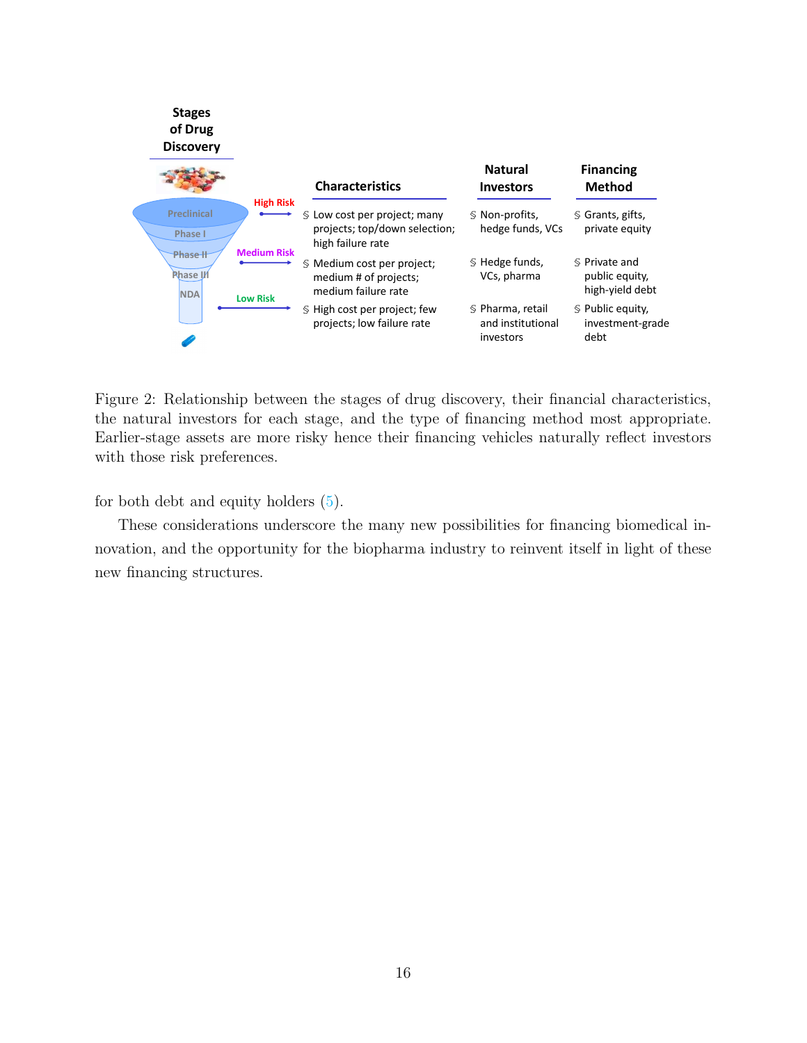| Stages of Drug Discovery | | Characteristics | Natural Investors | Financing Method |
|---|---|---|---|---|
| Preclinical, Phase I | High Risk | Low cost per project; many projects; top/down selection; high failure rate | Non-profits, hedge funds, VCs | Grants, gifts, private equity |
| Phase II, Phase III | Medium Risk | Medium cost per project; medium # of projects; medium failure rate | Hedge funds, VCs, pharma | Private and public equity, high-yield debt |
| NDA | Low Risk | High cost per project; few projects; low failure rate | Pharma, retail and institutional investors | Public equity, investment-grade debt |

Figure 2: Relationship between the stages of drug discovery, their financial characteristics, the natural investors for each stage, and the type of financing method most appropriate. Earlier-stage assets are more risky hence their financing vehicles naturally reflect investors with those risk preferences.

for both debt and equity holders (5).

These considerations underscore the many new possibilities for financing biomedical innovation, and the opportunity for the biopharma industry to reinvent itself in light of these new financing structures.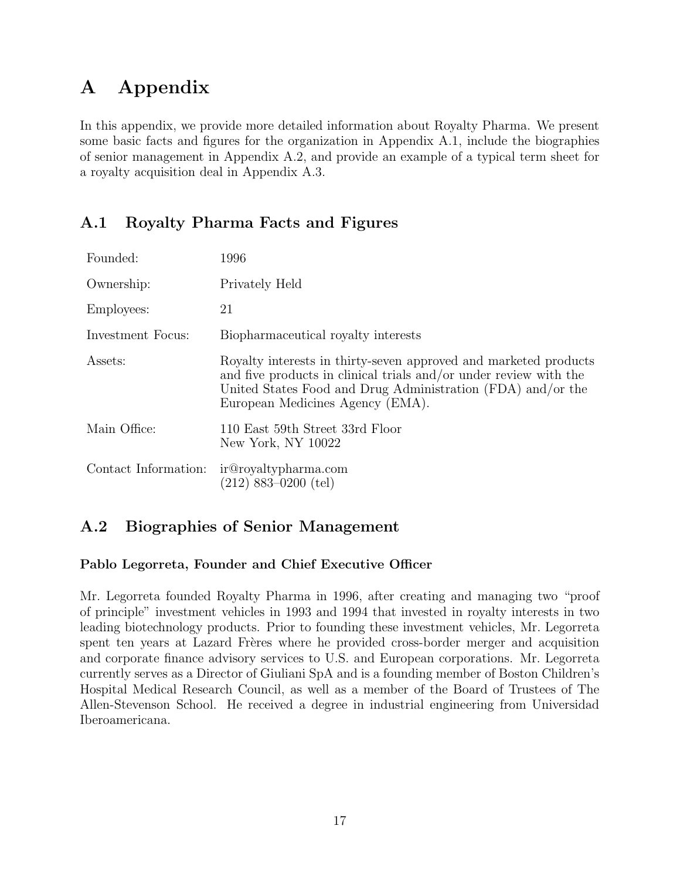# A Appendix

In this appendix, we provide more detailed information about Royalty Pharma. We present some basic facts and figures for the organization in Appendix A.1, include the biographies of senior management in Appendix A.2, and provide an example of a typical term sheet for a royalty acquisition deal in Appendix A.3.

## A.1 Royalty Pharma Facts and Figures

| | |
|---|---|
| Founded: | 1996 |
| Ownership: | Privately Held |
| Employees: | 21 |
| Investment Focus: | Biopharmaceutical royalty interests |
| Assets: | Royalty interests in thirty-seven approved and marketed products and five products in clinical trials and/or under review with the United States Food and Drug Administration (FDA) and/or the European Medicines Agency (EMA). |
| Main Office: | 110 East 59th Street 33rd Floor<br>New York, NY 10022 |
| Contact Information: | ir@royaltypharma.com<br>(212) 883–0200 (tel) |

## A.2 Biographies of Senior Management

### Pablo Legorreta, Founder and Chief Executive Officer

Mr. Legorreta founded Royalty Pharma in 1996, after creating and managing two "proof of principle" investment vehicles in 1993 and 1994 that invested in royalty interests in two leading biotechnology products. Prior to founding these investment vehicles, Mr. Legorreta spent ten years at Lazard Frères where he provided cross-border merger and acquisition and corporate finance advisory services to U.S. and European corporations. Mr. Legorreta currently serves as a Director of Giuliani SpA and is a founding member of Boston Children's Hospital Medical Research Council, as well as a member of the Board of Trustees of The Allen-Stevenson School. He received a degree in industrial engineering from Universidad Iberoamericana.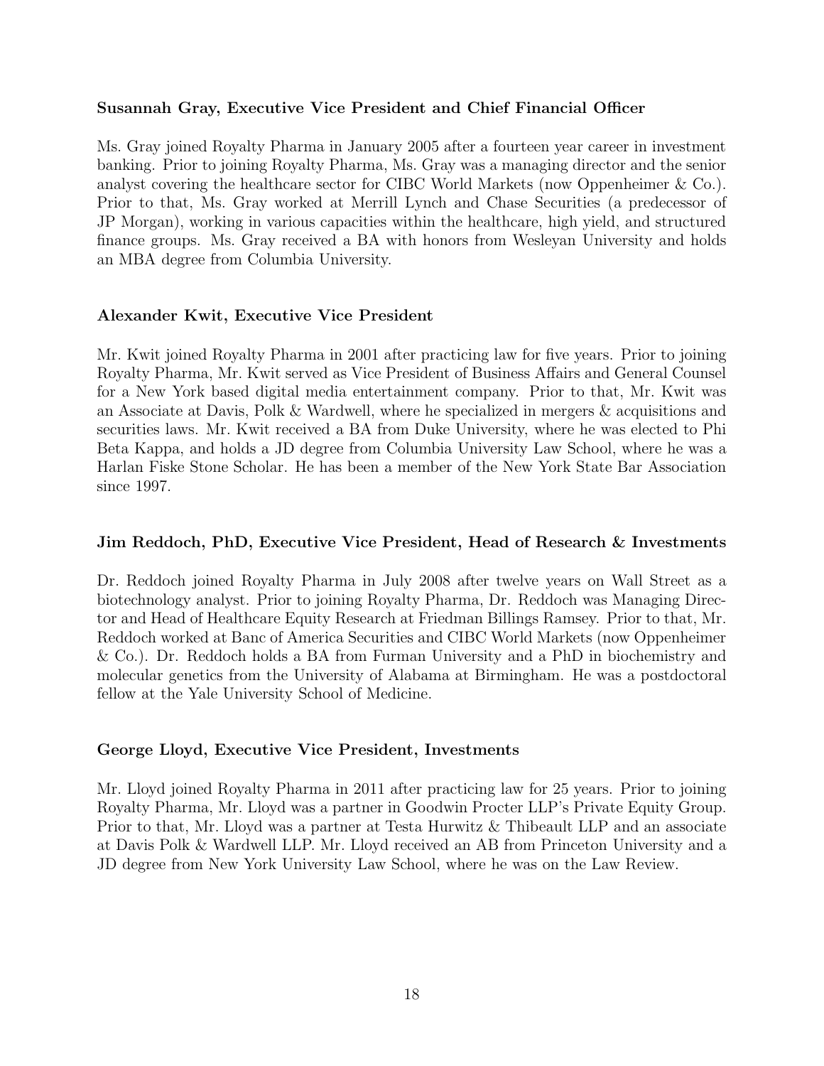**Susannah Gray, Executive Vice President and Chief Financial Officer**

Ms. Gray joined Royalty Pharma in January 2005 after a fourteen year career in investment banking. Prior to joining Royalty Pharma, Ms. Gray was a managing director and the senior analyst covering the healthcare sector for CIBC World Markets (now Oppenheimer & Co.). Prior to that, Ms. Gray worked at Merrill Lynch and Chase Securities (a predecessor of JP Morgan), working in various capacities within the healthcare, high yield, and structured finance groups. Ms. Gray received a BA with honors from Wesleyan University and holds an MBA degree from Columbia University.

**Alexander Kwit, Executive Vice President**

Mr. Kwit joined Royalty Pharma in 2001 after practicing law for five years. Prior to joining Royalty Pharma, Mr. Kwit served as Vice President of Business Affairs and General Counsel for a New York based digital media entertainment company. Prior to that, Mr. Kwit was an Associate at Davis, Polk & Wardwell, where he specialized in mergers & acquisitions and securities laws. Mr. Kwit received a BA from Duke University, where he was elected to Phi Beta Kappa, and holds a JD degree from Columbia University Law School, where he was a Harlan Fiske Stone Scholar. He has been a member of the New York State Bar Association since 1997.

**Jim Reddoch, PhD, Executive Vice President, Head of Research & Investments**

Dr. Reddoch joined Royalty Pharma in July 2008 after twelve years on Wall Street as a biotechnology analyst. Prior to joining Royalty Pharma, Dr. Reddoch was Managing Director and Head of Healthcare Equity Research at Friedman Billings Ramsey. Prior to that, Mr. Reddoch worked at Banc of America Securities and CIBC World Markets (now Oppenheimer & Co.). Dr. Reddoch holds a BA from Furman University and a PhD in biochemistry and molecular genetics from the University of Alabama at Birmingham. He was a postdoctoral fellow at the Yale University School of Medicine.

**George Lloyd, Executive Vice President, Investments**

Mr. Lloyd joined Royalty Pharma in 2011 after practicing law for 25 years. Prior to joining Royalty Pharma, Mr. Lloyd was a partner in Goodwin Procter LLP's Private Equity Group. Prior to that, Mr. Lloyd was a partner at Testa Hurwitz & Thibeault LLP and an associate at Davis Polk & Wardwell LLP. Mr. Lloyd received an AB from Princeton University and a JD degree from New York University Law School, where he was on the Law Review.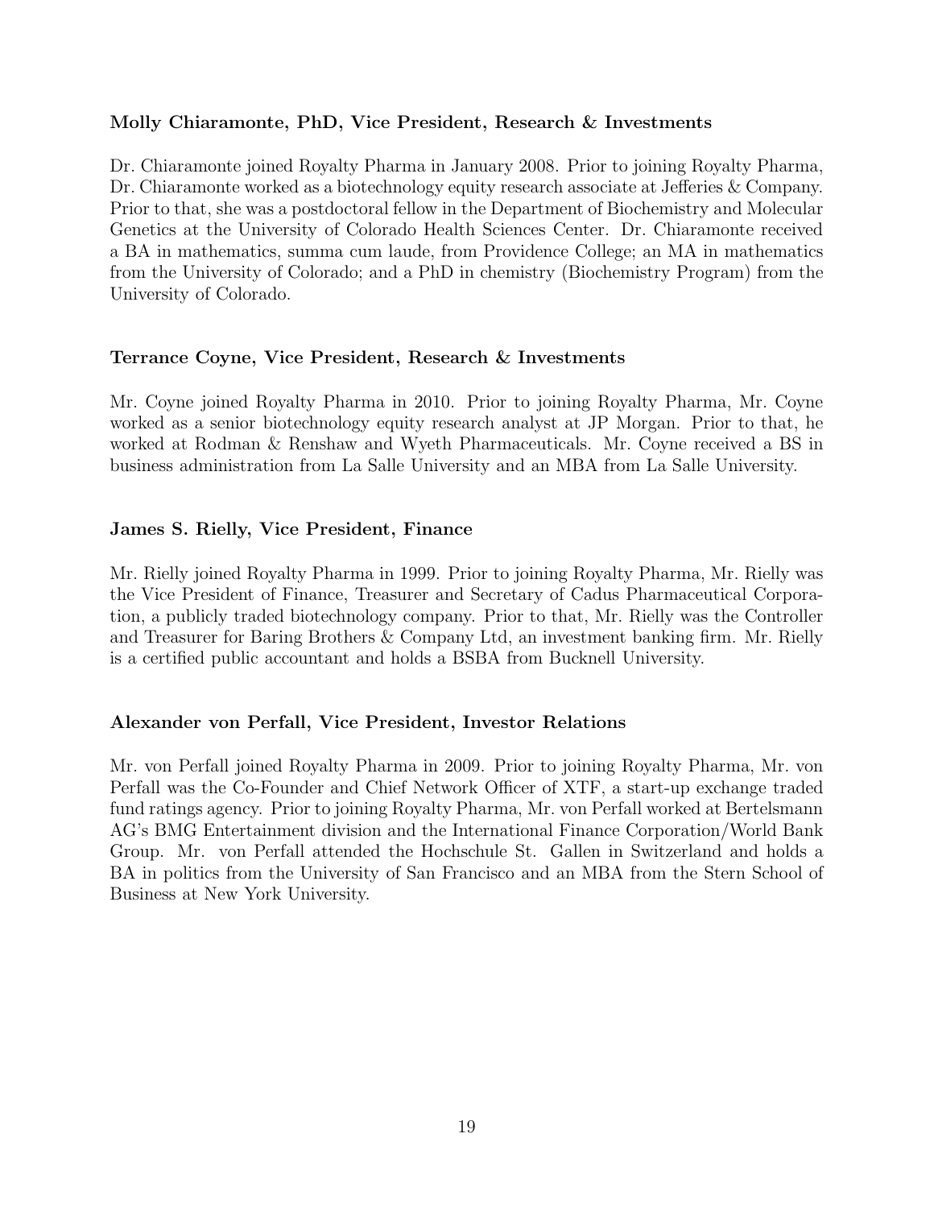**Molly Chiaramonte, PhD, Vice President, Research & Investments**

Dr. Chiaramonte joined Royalty Pharma in January 2008. Prior to joining Royalty Pharma, Dr. Chiaramonte worked as a biotechnology equity research associate at Jefferies & Company. Prior to that, she was a postdoctoral fellow in the Department of Biochemistry and Molecular Genetics at the University of Colorado Health Sciences Center. Dr. Chiaramonte received a BA in mathematics, summa cum laude, from Providence College; an MA in mathematics from the University of Colorado; and a PhD in chemistry (Biochemistry Program) from the University of Colorado.

**Terrance Coyne, Vice President, Research & Investments**

Mr. Coyne joined Royalty Pharma in 2010. Prior to joining Royalty Pharma, Mr. Coyne worked as a senior biotechnology equity research analyst at JP Morgan. Prior to that, he worked at Rodman & Renshaw and Wyeth Pharmaceuticals. Mr. Coyne received a BS in business administration from La Salle University and an MBA from La Salle University.

**James S. Rielly, Vice President, Finance**

Mr. Rielly joined Royalty Pharma in 1999. Prior to joining Royalty Pharma, Mr. Rielly was the Vice President of Finance, Treasurer and Secretary of Cadus Pharmaceutical Corporation, a publicly traded biotechnology company. Prior to that, Mr. Rielly was the Controller and Treasurer for Baring Brothers & Company Ltd, an investment banking firm. Mr. Rielly is a certified public accountant and holds a BSBA from Bucknell University.

**Alexander von Perfall, Vice President, Investor Relations**

Mr. von Perfall joined Royalty Pharma in 2009. Prior to joining Royalty Pharma, Mr. von Perfall was the Co-Founder and Chief Network Officer of XTF, a start-up exchange traded fund ratings agency. Prior to joining Royalty Pharma, Mr. von Perfall worked at Bertelsmann AG's BMG Entertainment division and the International Finance Corporation/World Bank Group. Mr. von Perfall attended the Hochschule St. Gallen in Switzerland and holds a BA in politics from the University of San Francisco and an MBA from the Stern School of Business at New York University.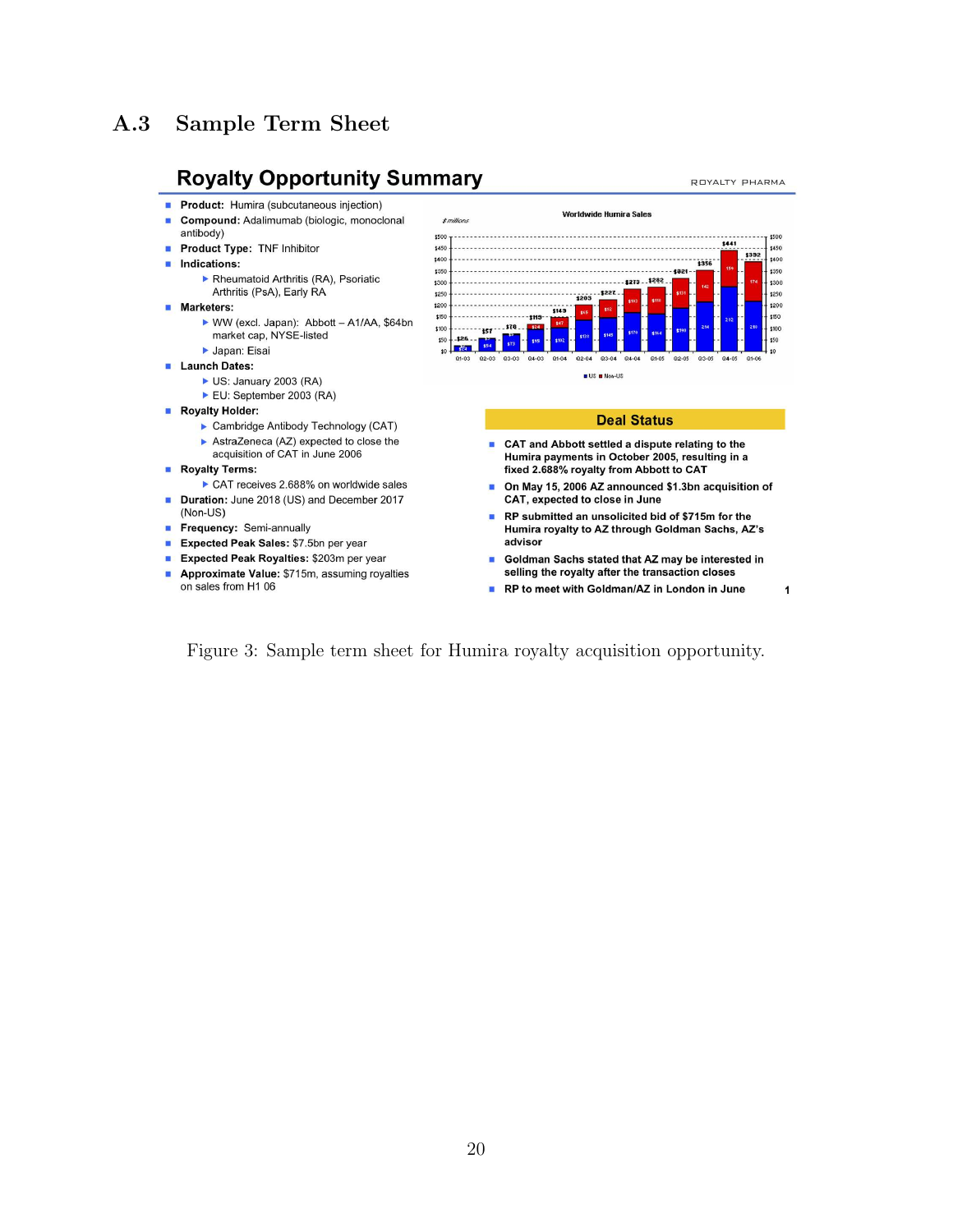## A.3 Sample Term Sheet

### Royalty Opportunity Summary

ROYALTY PHARMA

- **Product:** Humira (subcutaneous injection)
- **Compound:** Adalimumab (biologic, monoclonal antibody)
- **Product Type:** TNF Inhibitor
- **Indications:**
  - Rheumatoid Arthritis (RA), Psoriatic Arthritis (PsA), Early RA
- **Marketers:**
  - WW (excl. Japan): Abbott – A1/AA, $64bn market cap, NYSE-listed
  - Japan: Eisai
- **Launch Dates:**
  - US: January 2003 (RA)
  - EU: September 2003 (RA)
- **Royalty Holder:**
  - Cambridge Antibody Technology (CAT)
  - AstraZeneca (AZ) expected to close the acquisition of CAT in June 2006
- **Royalty Terms:**
  - CAT receives 2.688% on worldwide sales
- **Duration:** June 2018 (US) and December 2017 (Non-US)
- **Frequency:** Semi-annually
- **Expected Peak Sales:** $7.5bn per year
- **Expected Peak Royalties:** $203m per year
- **Approximate Value:** $715m, assuming royalties on sales from H1 06

**Worldwide Humira Sales** ($ millions)

| Quarter | Q1-03 | Q2-03 | Q3-03 | Q4-03 | Q1-04 | Q2-04 | Q3-04 | Q4-04 | Q1-05 | Q2-05 | Q3-05 | Q4-05 | Q1-06 |
|---|---|---|---|---|---|---|---|---|---|---|---|---|---|
| Total | $26 | $57 | $76 | $113 | $149 | $203 | $227 | $273 | $282 | $321 | $356 | $441 | $392 |

■ US ■ Non-US

**Deal Status**

- **CAT and Abbott settled a dispute relating to the Humira payments in October 2005, resulting in a fixed 2.688% royalty from Abbott to CAT**
- **On May 15, 2006 AZ announced $1.3bn acquisition of CAT, expected to close in June**
- **RP submitted an unsolicited bid of $715m for the Humira royalty to AZ through Goldman Sachs, AZ's advisor**
- **Goldman Sachs stated that AZ may be interested in selling the royalty after the transaction closes**
- **RP to meet with Goldman/AZ in London in June**

Figure 3: Sample term sheet for Humira royalty acquisition opportunity.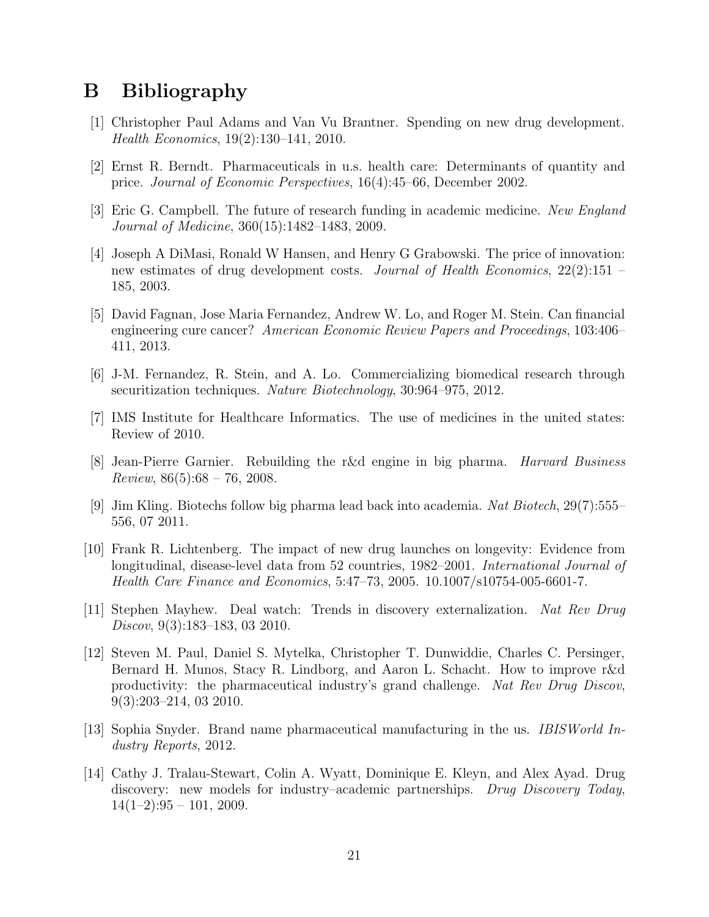# B Bibliography

[1] Christopher Paul Adams and Van Vu Brantner. Spending on new drug development. *Health Economics*, 19(2):130–141, 2010.

[2] Ernst R. Berndt. Pharmaceuticals in u.s. health care: Determinants of quantity and price. *Journal of Economic Perspectives*, 16(4):45–66, December 2002.

[3] Eric G. Campbell. The future of research funding in academic medicine. *New England Journal of Medicine*, 360(15):1482–1483, 2009.

[4] Joseph A DiMasi, Ronald W Hansen, and Henry G Grabowski. The price of innovation: new estimates of drug development costs. *Journal of Health Economics*, 22(2):151 – 185, 2003.

[5] David Fagnan, Jose Maria Fernandez, Andrew W. Lo, and Roger M. Stein. Can financial engineering cure cancer? *American Economic Review Papers and Proceedings*, 103:406–411, 2013.

[6] J-M. Fernandez, R. Stein, and A. Lo. Commercializing biomedical research through securitization techniques. *Nature Biotechnology*, 30:964–975, 2012.

[7] IMS Institute for Healthcare Informatics. The use of medicines in the united states: Review of 2010.

[8] Jean-Pierre Garnier. Rebuilding the r&d engine in big pharma. *Harvard Business Review*, 86(5):68 – 76, 2008.

[9] Jim Kling. Biotechs follow big pharma lead back into academia. *Nat Biotech*, 29(7):555–556, 07 2011.

[10] Frank R. Lichtenberg. The impact of new drug launches on longevity: Evidence from longitudinal, disease-level data from 52 countries, 1982–2001. *International Journal of Health Care Finance and Economics*, 5:47–73, 2005. 10.1007/s10754-005-6601-7.

[11] Stephen Mayhew. Deal watch: Trends in discovery externalization. *Nat Rev Drug Discov*, 9(3):183–183, 03 2010.

[12] Steven M. Paul, Daniel S. Mytelka, Christopher T. Dunwiddie, Charles C. Persinger, Bernard H. Munos, Stacy R. Lindborg, and Aaron L. Schacht. How to improve r&d productivity: the pharmaceutical industry's grand challenge. *Nat Rev Drug Discov*, 9(3):203–214, 03 2010.

[13] Sophia Snyder. Brand name pharmaceutical manufacturing in the us. *IBISWorld Industry Reports*, 2012.

[14] Cathy J. Tralau-Stewart, Colin A. Wyatt, Dominique E. Kleyn, and Alex Ayad. Drug discovery: new models for industry–academic partnerships. *Drug Discovery Today*, 14(1–2):95 – 101, 2009.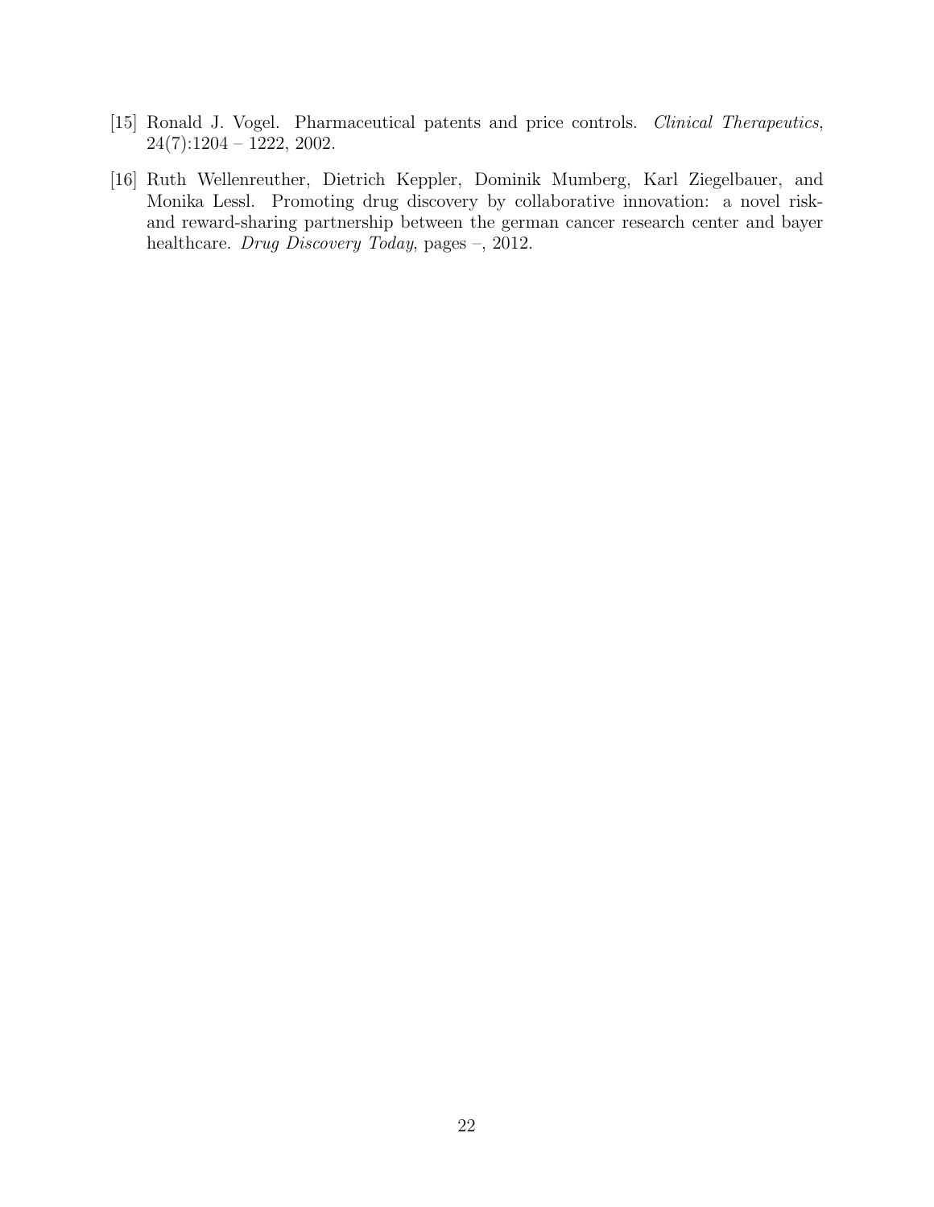[15] Ronald J. Vogel. Pharmaceutical patents and price controls. *Clinical Therapeutics*, 24(7):1204 – 1222, 2002.

[16] Ruth Wellenreuther, Dietrich Keppler, Dominik Mumberg, Karl Ziegelbauer, and Monika Lessl. Promoting drug discovery by collaborative innovation: a novel risk- and reward-sharing partnership between the german cancer research center and bayer healthcare. *Drug Discovery Today*, pages –, 2012.